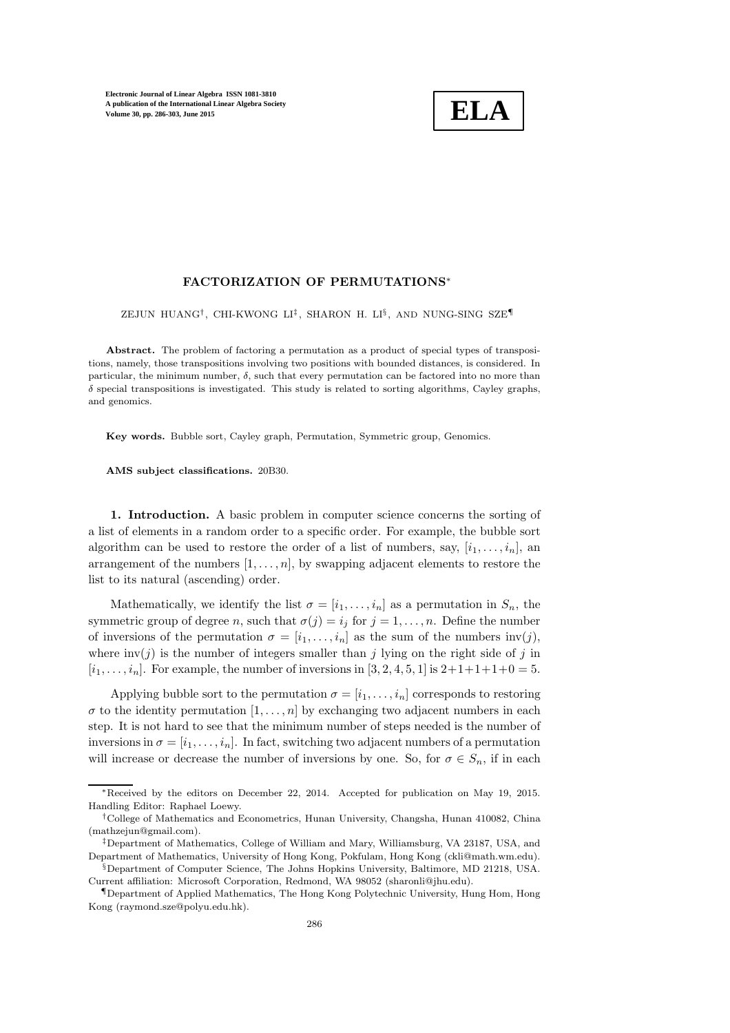# FACTORIZATION OF PERMUTATIONS*

ZEJUN HUANG†, CHI-KWONG LI‡, SHARON H. LI§, AND NUNG-SING SZE¶

**Abstract.** The problem of factoring a permutation as a product of special types of transpositions, namely, those transpositions involving two positions with bounded distances, is considered. In particular, the minimum number, $\delta$, such that every permutation can be factored into no more than $\delta$ special transpositions is investigated. This study is related to sorting algorithms, Cayley graphs, and genomics.

**Key words.** Bubble sort, Cayley graph, Permutation, Symmetric group, Genomics.

**AMS subject classifications.** 20B30.

**1. Introduction.** A basic problem in computer science concerns the sorting of a list of elements in a random order to a specific order. For example, the bubble sort algorithm can be used to restore the order of a list of numbers, say, $[i_1, \ldots, i_n]$, an arrangement of the numbers $[1, \ldots, n]$, by swapping adjacent elements to restore the list to its natural (ascending) order.

Mathematically, we identify the list $\sigma = [i_1, \ldots, i_n]$ as a permutation in $S_n$, the symmetric group of degree $n$, such that $\sigma(j) = i_j$ for $j = 1, \ldots, n$. Define the number of inversions of the permutation $\sigma = [i_1, \ldots, i_n]$ as the sum of the numbers $\mathrm{inv}(j)$, where $\mathrm{inv}(j)$ is the number of integers smaller than $j$ lying on the right side of $j$ in $[i_1, \ldots, i_n]$. For example, the number of inversions in $[3, 2, 4, 5, 1]$ is $2+1+1+1+0 = 5$.

Applying bubble sort to the permutation $\sigma = [i_1, \ldots, i_n]$ corresponds to restoring $\sigma$ to the identity permutation $[1, \ldots, n]$ by exchanging two adjacent numbers in each step. It is not hard to see that the minimum number of steps needed is the number of inversions in $\sigma = [i_1, \ldots, i_n]$. In fact, switching two adjacent numbers of a permutation will increase or decrease the number of inversions by one. So, for $\sigma \in S_n$, if in each

---

*Received by the editors on December 22, 2014. Accepted for publication on May 19, 2015. Handling Editor: Raphael Loewy.

†College of Mathematics and Econometrics, Hunan University, Changsha, Hunan 410082, China (mathzejun@gmail.com).

‡Department of Mathematics, College of William and Mary, Williamsburg, VA 23187, USA, and Department of Mathematics, University of Hong Kong, Pokfulam, Hong Kong (ckli@math.wm.edu).

§Department of Computer Science, The Johns Hopkins University, Baltimore, MD 21218, USA. Current affiliation: Microsoft Corporation, Redmond, WA 98052 (sharonli@jhu.edu).

¶Department of Applied Mathematics, The Hong Kong Polytechnic University, Hung Hom, Hong Kong (raymond.sze@polyu.edu.hk).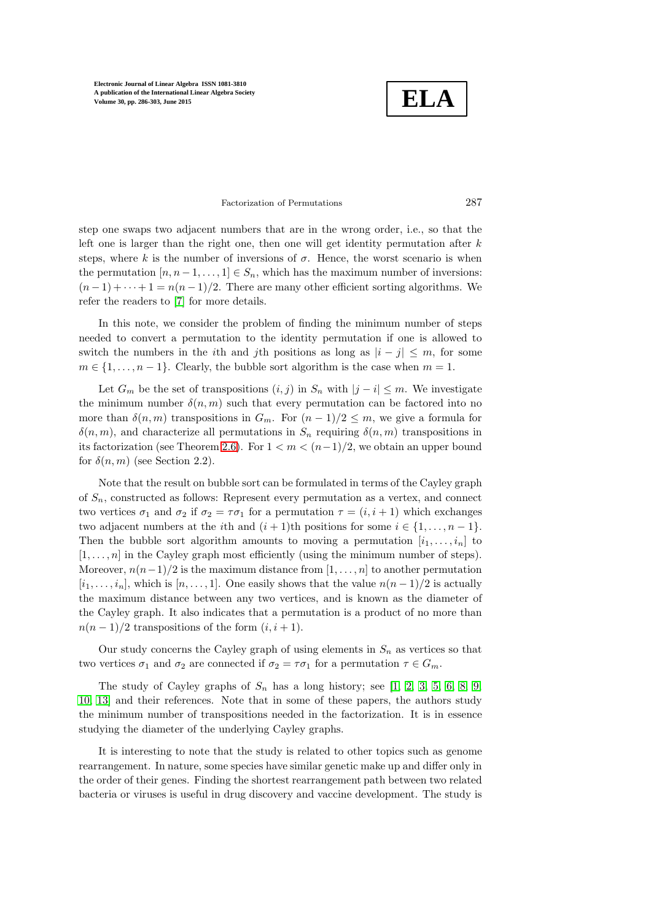step one swaps two adjacent numbers that are in the wrong order, i.e., so that the left one is larger than the right one, then one will get identity permutation after $k$ steps, where $k$ is the number of inversions of $\sigma$. Hence, the worst scenario is when the permutation $[n, n-1, \ldots, 1] \in S_n$, which has the maximum number of inversions: $(n-1) + \cdots + 1 = n(n-1)/2$. There are many other efficient sorting algorithms. We refer the readers to [7] for more details.

In this note, we consider the problem of finding the minimum number of steps needed to convert a permutation to the identity permutation if one is allowed to switch the numbers in the $i$th and $j$th positions as long as $|i - j| \leq m$, for some $m \in \{1, \ldots, n-1\}$. Clearly, the bubble sort algorithm is the case when $m = 1$.

Let $G_m$ be the set of transpositions $(i, j)$ in $S_n$ with $|j - i| \leq m$. We investigate the minimum number $\delta(n, m)$ such that every permutation can be factored into no more than $\delta(n, m)$ transpositions in $G_m$. For $(n-1)/2 \leq m$, we give a formula for $\delta(n, m)$, and characterize all permutations in $S_n$ requiring $\delta(n, m)$ transpositions in its factorization (see Theorem 2.6). For $1 < m < (n-1)/2$, we obtain an upper bound for $\delta(n, m)$ (see Section 2.2).

Note that the result on bubble sort can be formulated in terms of the Cayley graph of $S_n$, constructed as follows: Represent every permutation as a vertex, and connect two vertices $\sigma_1$ and $\sigma_2$ if $\sigma_2 = \tau\sigma_1$ for a permutation $\tau = (i, i+1)$ which exchanges two adjacent numbers at the $i$th and $(i+1)$th positions for some $i \in \{1, \ldots, n-1\}$. Then the bubble sort algorithm amounts to moving a permutation $[i_1, \ldots, i_n]$ to $[1, \ldots, n]$ in the Cayley graph most efficiently (using the minimum number of steps). Moreover, $n(n-1)/2$ is the maximum distance from $[1, \ldots, n]$ to another permutation $[i_1, \ldots, i_n]$, which is $[n, \ldots, 1]$. One easily shows that the value $n(n-1)/2$ is actually the maximum distance between any two vertices, and is known as the diameter of the Cayley graph. It also indicates that a permutation is a product of no more than $n(n-1)/2$ transpositions of the form $(i, i+1)$.

Our study concerns the Cayley graph of using elements in $S_n$ as vertices so that two vertices $\sigma_1$ and $\sigma_2$ are connected if $\sigma_2 = \tau\sigma_1$ for a permutation $\tau \in G_m$.

The study of Cayley graphs of $S_n$ has a long history; see [1, 2, 3, 5, 6, 8, 9, 10, 13] and their references. Note that in some of these papers, the authors study the minimum number of transpositions needed in the factorization. It is in essence studying the diameter of the underlying Cayley graphs.

It is interesting to note that the study is related to other topics such as genome rearrangement. In nature, some species have similar genetic make up and differ only in the order of their genes. Finding the shortest rearrangement path between two related bacteria or viruses is useful in drug discovery and vaccine development. The study is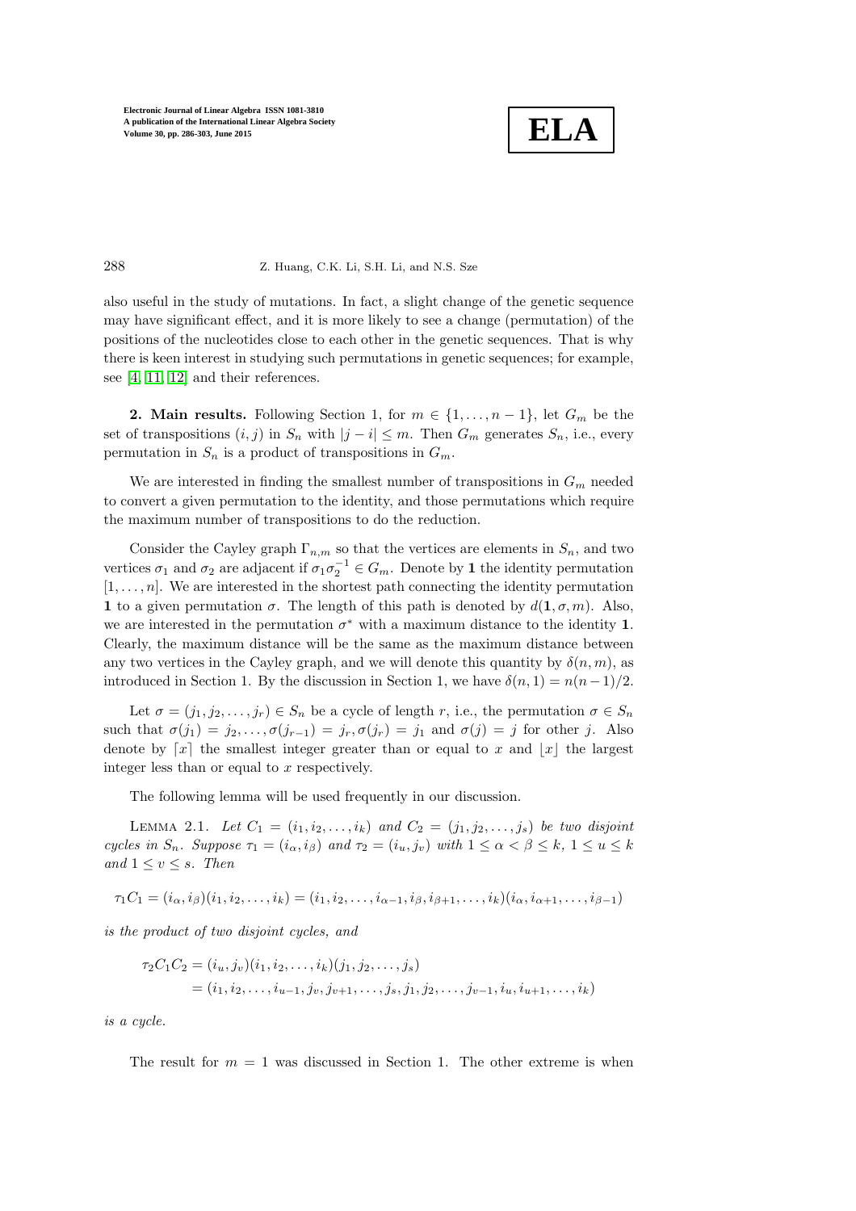also useful in the study of mutations. In fact, a slight change of the genetic sequence may have significant effect, and it is more likely to see a change (permutation) of the positions of the nucleotides close to each other in the genetic sequences. That is why there is keen interest in studying such permutations in genetic sequences; for example, see [4, 11, 12] and their references.

**2. Main results.** Following Section 1, for $m \in \{1, \ldots, n-1\}$, let $G_m$ be the set of transpositions $(i,j)$ in $S_n$ with $|j-i| \leq m$. Then $G_m$ generates $S_n$, i.e., every permutation in $S_n$ is a product of transpositions in $G_m$.

We are interested in finding the smallest number of transpositions in $G_m$ needed to convert a given permutation to the identity, and those permutations which require the maximum number of transpositions to do the reduction.

Consider the Cayley graph $\Gamma_{n,m}$ so that the vertices are elements in $S_n$, and two vertices $\sigma_1$ and $\sigma_2$ are adjacent if $\sigma_1\sigma_2^{-1} \in G_m$. Denote by $\mathbf{1}$ the identity permutation $[1, \ldots, n]$. We are interested in the shortest path connecting the identity permutation $\mathbf{1}$ to a given permutation $\sigma$. The length of this path is denoted by $d(\mathbf{1}, \sigma, m)$. Also, we are interested in the permutation $\sigma^*$ with a maximum distance to the identity $\mathbf{1}$. Clearly, the maximum distance will be the same as the maximum distance between any two vertices in the Cayley graph, and we will denote this quantity by $\delta(n,m)$, as introduced in Section 1. By the discussion in Section 1, we have $\delta(n,1) = n(n-1)/2$.

Let $\sigma = (j_1, j_2, \ldots, j_r) \in S_n$ be a cycle of length $r$, i.e., the permutation $\sigma \in S_n$ such that $\sigma(j_1) = j_2, \ldots, \sigma(j_{r-1}) = j_r, \sigma(j_r) = j_1$ and $\sigma(j) = j$ for other $j$. Also denote by $\lceil x \rceil$ the smallest integer greater than or equal to $x$ and $\lfloor x \rfloor$ the largest integer less than or equal to $x$ respectively.

The following lemma will be used frequently in our discussion.

Lemma 2.1. *Let $C_1 = (i_1, i_2, \ldots, i_k)$ and $C_2 = (j_1, j_2, \ldots, j_s)$ be two disjoint cycles in $S_n$. Suppose $\tau_1 = (i_\alpha, i_\beta)$ and $\tau_2 = (i_u, j_v)$ with $1 \leq \alpha < \beta \leq k$, $1 \leq u \leq k$ and $1 \leq v \leq s$. Then*

$$\tau_1 C_1 = (i_\alpha, i_\beta)(i_1, i_2, \ldots, i_k) = (i_1, i_2, \ldots, i_{\alpha-1}, i_\beta, i_{\beta+1}, \ldots, i_k)(i_\alpha, i_{\alpha+1}, \ldots, i_{\beta-1})$$

*is the product of two disjoint cycles, and*

$$\begin{aligned}\tau_2 C_1 C_2 &= (i_u, j_v)(i_1, i_2, \ldots, i_k)(j_1, j_2, \ldots, j_s) \\ &= (i_1, i_2, \ldots, i_{u-1}, j_v, j_{v+1}, \ldots, j_s, j_1, j_2, \ldots, j_{v-1}, i_u, i_{u+1}, \ldots, i_k)\end{aligned}$$

*is a cycle.*

The result for $m = 1$ was discussed in Section 1. The other extreme is when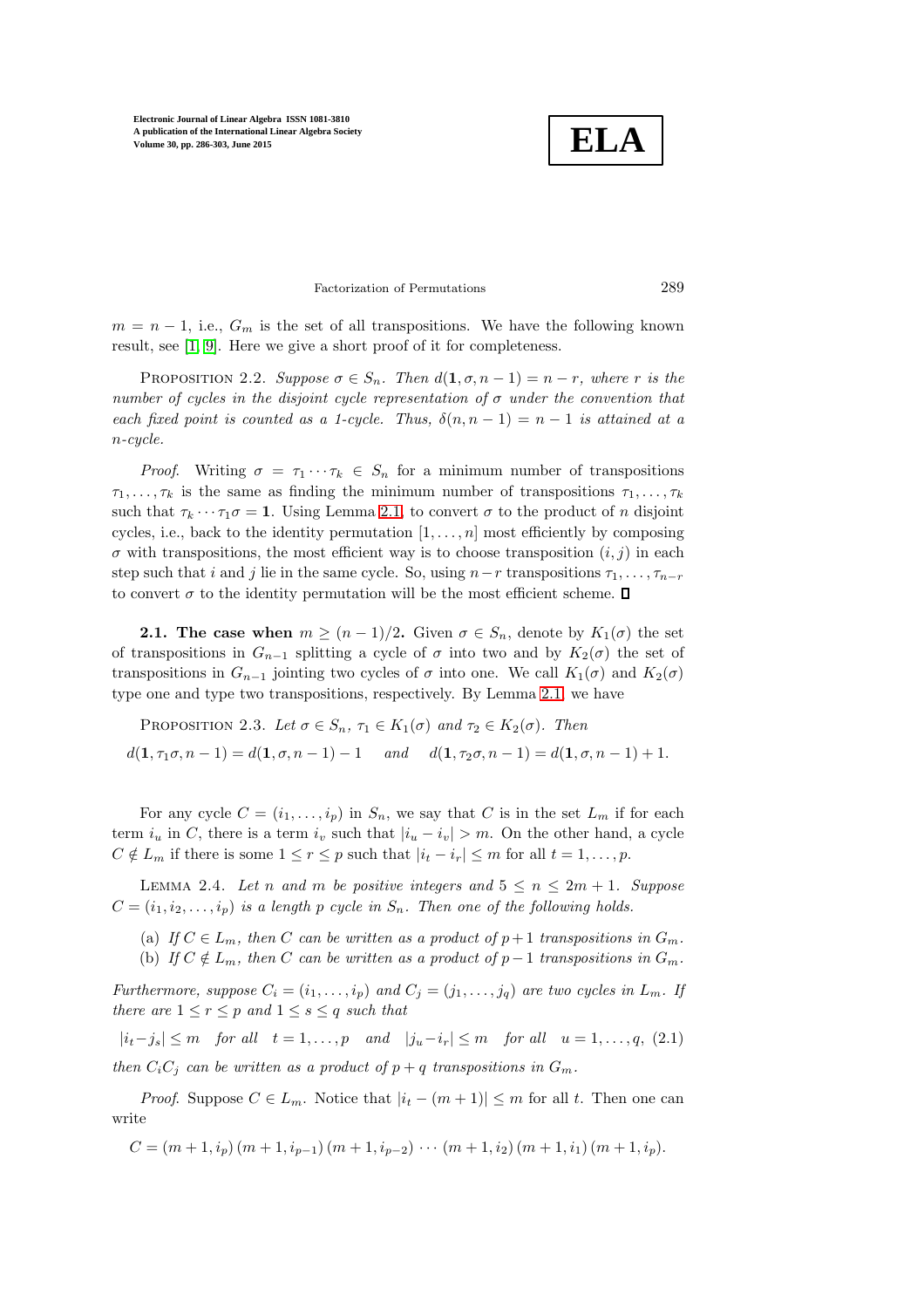$m = n-1$, i.e., $G_m$ is the set of all transpositions. We have the following known result, see [1, 9]. Here we give a short proof of it for completeness.

Proposition 2.2. *Suppose $\sigma \in S_n$. Then $d(\mathbf{1}, \sigma, n-1) = n - r$, where $r$ is the number of cycles in the disjoint cycle representation of $\sigma$ under the convention that each fixed point is counted as a 1-cycle. Thus, $\delta(n, n-1) = n-1$ is attained at a $n$-cycle.*

*Proof.* Writing $\sigma = \tau_1 \cdots \tau_k \in S_n$ for a minimum number of transpositions $\tau_1, \ldots, \tau_k$ is the same as finding the minimum number of transpositions $\tau_1, \ldots, \tau_k$ such that $\tau_k \cdots \tau_1 \sigma = \mathbf{1}$. Using Lemma 2.1, to convert $\sigma$ to the product of $n$ disjoint cycles, i.e., back to the identity permutation $[1, \ldots, n]$ most efficiently by composing $\sigma$ with transpositions, the most efficient way is to choose transposition $(i, j)$ in each step such that $i$ and $j$ lie in the same cycle. So, using $n-r$ transpositions $\tau_1, \ldots, \tau_{n-r}$ to convert $\sigma$ to the identity permutation will be the most efficient scheme. $\square$

**2.1. The case when $m \geq (n-1)/2$.** Given $\sigma \in S_n$, denote by $K_1(\sigma)$ the set of transpositions in $G_{n-1}$ splitting a cycle of $\sigma$ into two and by $K_2(\sigma)$ the set of transpositions in $G_{n-1}$ jointing two cycles of $\sigma$ into one. We call $K_1(\sigma)$ and $K_2(\sigma)$ type one and type two transpositions, respectively. By Lemma 2.1 we have

Proposition 2.3. *Let $\sigma \in S_n$, $\tau_1 \in K_1(\sigma)$ and $\tau_2 \in K_2(\sigma)$. Then*

$$d(\mathbf{1}, \tau_1\sigma, n-1) = d(\mathbf{1}, \sigma, n-1) - 1 \quad \text{and} \quad d(\mathbf{1}, \tau_2\sigma, n-1) = d(\mathbf{1}, \sigma, n-1) + 1.$$

For any cycle $C = (i_1, \ldots, i_p)$ in $S_n$, we say that $C$ is in the set $L_m$ if for each term $i_u$ in $C$, there is a term $i_v$ such that $|i_u - i_v| > m$. On the other hand, a cycle $C \notin L_m$ if there is some $1 \leq r \leq p$ such that $|i_t - i_r| \leq m$ for all $t = 1, \ldots, p$.

Lemma 2.4. *Let $n$ and $m$ be positive integers and $5 \leq n \leq 2m+1$. Suppose $C = (i_1, i_2, \ldots, i_p)$ is a length $p$ cycle in $S_n$. Then one of the following holds.*

(a) *If $C \in L_m$, then $C$ can be written as a product of $p+1$ transpositions in $G_m$.*
(b) *If $C \notin L_m$, then $C$ can be written as a product of $p-1$ transpositions in $G_m$.*

*Furthermore, suppose $C_i = (i_1, \ldots, i_p)$ and $C_j = (j_1, \ldots, j_q)$ are two cycles in $L_m$. If there are $1 \leq r \leq p$ and $1 \leq s \leq q$ such that*

$$|i_t - j_s| \leq m \quad \text{for all} \quad t = 1, \ldots, p \quad \text{and} \quad |j_u - i_r| \leq m \quad \text{for all} \quad u = 1, \ldots, q, \tag{2.1}$$

*then $C_iC_j$ can be written as a product of $p+q$ transpositions in $G_m$.*

*Proof.* Suppose $C \in L_m$. Notice that $|i_t - (m+1)| \leq m$ for all $t$. Then one can write

$$C = (m+1, i_p)\,(m+1, i_{p-1})\,(m+1, i_{p-2}) \cdots (m+1, i_2)\,(m+1, i_1)\,(m+1, i_p).$$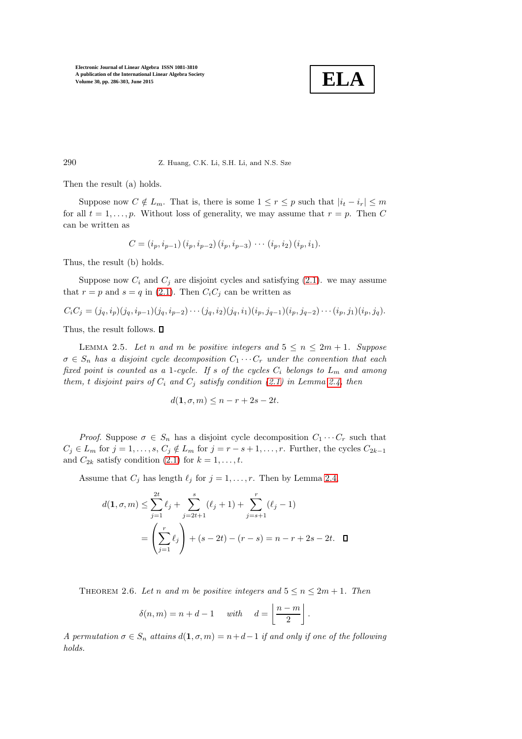Then the result (a) holds.

Suppose now $C \notin L_m$. That is, there is some $1 \le r \le p$ such that $|i_t - i_r| \le m$ for all $t = 1, \ldots, p$. Without loss of generality, we may assume that $r = p$. Then $C$ can be written as

$$C = (i_p, i_{p-1})\,(i_p, i_{p-2})\,(i_p, i_{p-3})\,\cdots\,(i_p, i_2)\,(i_p, i_1).$$

Thus, the result (b) holds.

Suppose now $C_i$ and $C_j$ are disjoint cycles and satisfying (2.1). we may assume that $r = p$ and $s = q$ in (2.1). Then $C_iC_j$ can be written as

$$C_iC_j = (j_q, i_p)(j_q, i_{p-1})(j_q, i_{p-2})\cdots(j_q, i_2)(j_q, i_1)(i_p, j_{q-1})(i_p, j_{q-2})\cdots(i_p, j_1)(i_p, j_q).$$

Thus, the result follows. ∎

LEMMA 2.5. *Let $n$ and $m$ be positive integers and $5 \le n \le 2m+1$. Suppose $\sigma \in S_n$ has a disjoint cycle decomposition $C_1 \cdots C_r$ under the convention that each fixed point is counted as a 1-cycle. If $s$ of the cycles $C_i$ belongs to $L_m$ and among them, $t$ disjoint pairs of $C_i$ and $C_j$ satisfy condition (2.1) in Lemma 2.4, then*

$$d(\mathbf{1}, \sigma, m) \le n - r + 2s - 2t.$$

*Proof.* Suppose $\sigma \in S_n$ has a disjoint cycle decomposition $C_1 \cdots C_r$ such that $C_j \in L_m$ for $j = 1, \ldots, s$, $C_j \notin L_m$ for $j = r - s + 1, \ldots, r$. Further, the cycles $C_{2k-1}$ and $C_{2k}$ satisfy condition (2.1) for $k = 1, \ldots, t$.

Assume that $C_j$ has length $\ell_j$ for $j = 1, \ldots, r$. Then by Lemma 2.4,

$$\begin{aligned}
d(\mathbf{1}, \sigma, m) &\le \sum_{j=1}^{2t} \ell_j + \sum_{j=2t+1}^{s} (\ell_j + 1) + \sum_{j=s+1}^{r} (\ell_j - 1) \\
&= \left(\sum_{j=1}^{r} \ell_j\right) + (s - 2t) - (r - s) = n - r + 2s - 2t. \quad ∎
\end{aligned}$$

THEOREM 2.6. *Let $n$ and $m$ be positive integers and $5 \le n \le 2m+1$. Then*

$$\delta(n, m) = n + d - 1 \quad \text{with} \quad d = \left\lfloor \frac{n-m}{2} \right\rfloor.$$

*A permutation $\sigma \in S_n$ attains $d(\mathbf{1}, \sigma, m) = n + d - 1$ if and only if one of the following holds.*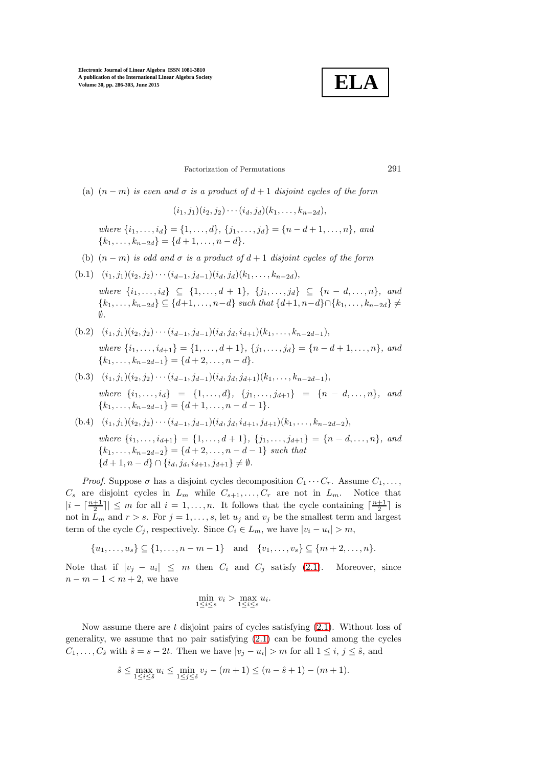(a) *$(n-m)$ is even and $\sigma$ is a product of $d+1$ disjoint cycles of the form*

$$(i_1, j_1)(i_2, j_2)\cdots(i_d, j_d)(k_1, \ldots, k_{n-2d}),$$

*where $\{i_1, \ldots, i_d\} = \{1, \ldots, d\}$, $\{j_1, \ldots, j_d\} = \{n-d+1, \ldots, n\}$, and $\{k_1, \ldots, k_{n-2d}\} = \{d+1, \ldots, n-d\}$.*

(b) *$(n-m)$ is odd and $\sigma$ is a product of $d+1$ disjoint cycles of the form*

(b.1) $(i_1, j_1)(i_2, j_2)\cdots(i_{d-1}, j_{d-1})(i_d, j_d)(k_1, \ldots, k_{n-2d})$,

*where $\{i_1, \ldots, i_d\} \subseteq \{1, \ldots, d+1\}$, $\{j_1, \ldots, j_d\} \subseteq \{n-d, \ldots, n\}$, and $\{k_1, \ldots, k_{n-2d}\} \subseteq \{d+1, \ldots, n-d\}$ such that $\{d+1, n-d\} \cap \{k_1, \ldots, k_{n-2d}\} \neq \emptyset$.*

(b.2) $(i_1, j_1)(i_2, j_2)\cdots(i_{d-1}, j_{d-1})(i_d, j_d, i_{d+1})(k_1, \ldots, k_{n-2d-1})$,

*where $\{i_1, \ldots, i_{d+1}\} = \{1, \ldots, d+1\}$, $\{j_1, \ldots, j_d\} = \{n-d+1, \ldots, n\}$, and $\{k_1, \ldots, k_{n-2d-1}\} = \{d+2, \ldots, n-d\}$.*

(b.3) $(i_1, j_1)(i_2, j_2)\cdots(i_{d-1}, j_{d-1})(i_d, j_d, j_{d+1})(k_1, \ldots, k_{n-2d-1})$,

*where $\{i_1, \ldots, i_d\} = \{1, \ldots, d\}$, $\{j_1, \ldots, j_{d+1}\} = \{n-d, \ldots, n\}$, and $\{k_1, \ldots, k_{n-2d-1}\} = \{d+1, \ldots, n-d-1\}$.*

(b.4) $(i_1, j_1)(i_2, j_2)\cdots(i_{d-1}, j_{d-1})(i_d, j_d, i_{d+1}, j_{d+1})(k_1, \ldots, k_{n-2d-2})$,

*where $\{i_1, \ldots, i_{d+1}\} = \{1, \ldots, d+1\}$, $\{j_1, \ldots, j_{d+1}\} = \{n-d, \ldots, n\}$, and $\{k_1, \ldots, k_{n-2d-2}\} = \{d+2, \ldots, n-d-1\}$ such that $\{d+1, n-d\} \cap \{i_d, j_d, i_{d+1}, j_{d+1}\} \neq \emptyset$.*

*Proof.* Suppose $\sigma$ has a disjoint cycles decomposition $C_1 \cdots C_r$. Assume $C_1, \ldots, C_s$ are disjoint cycles in $L_m$ while $C_{s+1}, \ldots, C_r$ are not in $L_m$. Notice that $|i - \lceil \frac{n+1}{2} \rceil| \leq m$ for all $i = 1, \ldots, n$. It follows that the cycle containing $\lceil \frac{n+1}{2} \rceil$ is not in $L_m$ and $r > s$. For $j = 1, \ldots, s$, let $u_j$ and $v_j$ be the smallest term and largest term of the cycle $C_j$, respectively. Since $C_i \in L_m$, we have $|v_i - u_i| > m$,

$$\{u_1, \ldots, u_s\} \subseteq \{1, \ldots, n-m-1\} \quad \text{and} \quad \{v_1, \ldots, v_s\} \subseteq \{m+2, \ldots, n\}.$$

Note that if $|v_j - u_i| \leq m$ then $C_i$ and $C_j$ satisfy (2.1). Moreover, since $n-m-1 < m+2$, we have

$$\min_{1 \leq i \leq s} v_i > \max_{1 \leq i \leq s} u_i.$$

Now assume there are $t$ disjoint pairs of cycles satisfying (2.1). Without loss of generality, we assume that no pair satisfying (2.1) can be found among the cycles $C_1, \ldots, C_{\hat{s}}$ with $\hat{s} = s - 2t$. Then we have $|v_j - u_i| > m$ for all $1 \leq i, j \leq \hat{s}$, and

$$\hat{s} \leq \max_{1 \leq i \leq \hat{s}} u_i \leq \min_{1 \leq j \leq \hat{s}} v_j - (m+1) \leq (n - \hat{s} + 1) - (m+1).$$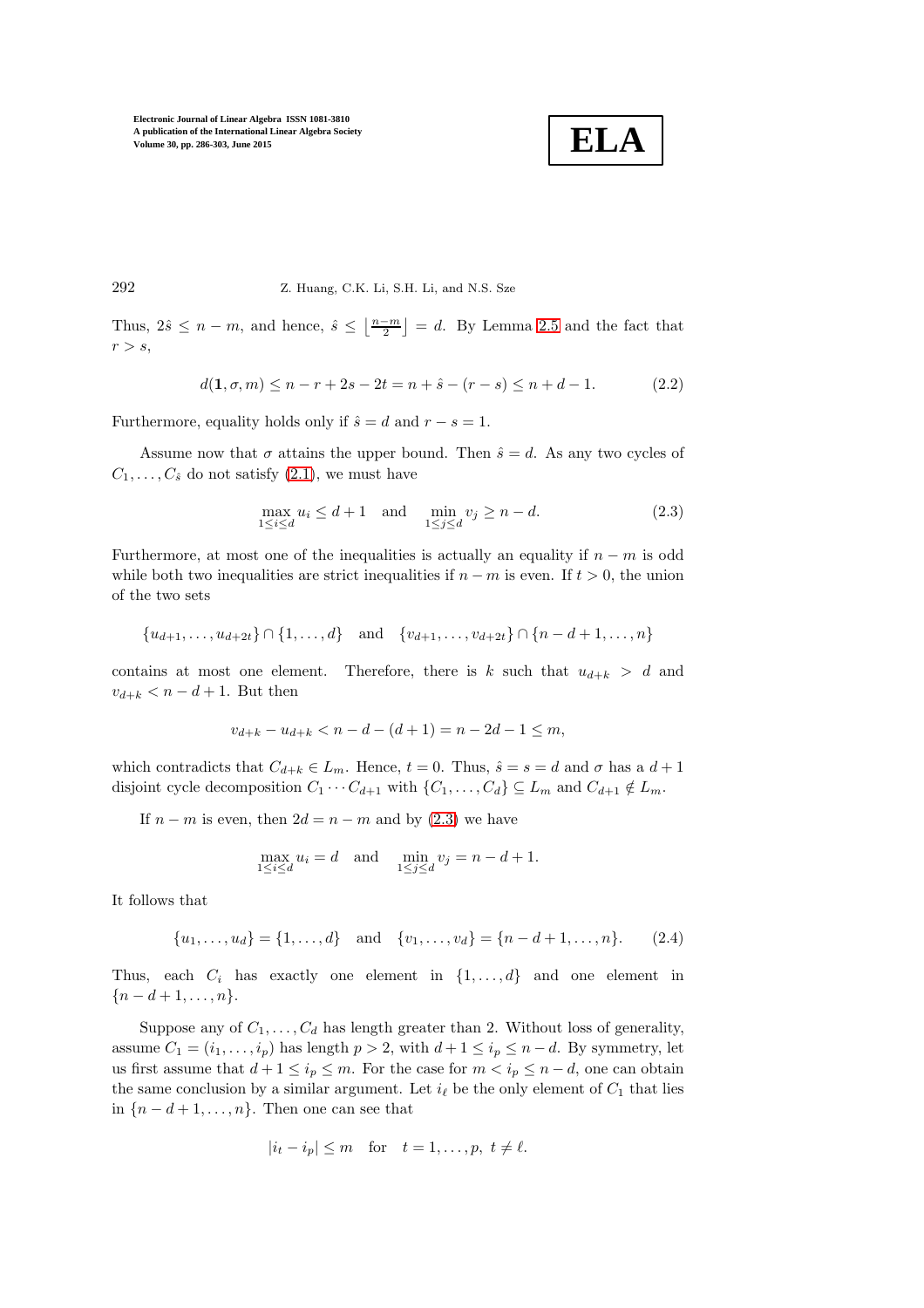Thus, $2\hat{s} \leq n-m$, and hence, $\hat{s} \leq \left\lfloor \frac{n-m}{2} \right\rfloor = d$. By Lemma 2.5 and the fact that $r > s$,

$$d(\mathbf{1}, \sigma, m) \leq n - r + 2s - 2t = n + \hat{s} - (r - s) \leq n + d - 1. \tag{2.2}$$

Furthermore, equality holds only if $\hat{s} = d$ and $r - s = 1$.

Assume now that $\sigma$ attains the upper bound. Then $\hat{s} = d$. As any two cycles of $C_1, \ldots, C_{\hat{s}}$ do not satisfy (2.1), we must have

$$\max_{1 \leq i \leq d} u_i \leq d + 1 \quad \text{and} \quad \min_{1 \leq j \leq d} v_j \geq n - d. \tag{2.3}$$

Furthermore, at most one of the inequalities is actually an equality if $n - m$ is odd while both two inequalities are strict inequalities if $n - m$ is even. If $t > 0$, the union of the two sets

$$\{u_{d+1}, \ldots, u_{d+2t}\} \cap \{1, \ldots, d\} \quad \text{and} \quad \{v_{d+1}, \ldots, v_{d+2t}\} \cap \{n - d + 1, \ldots, n\}$$

contains at most one element. Therefore, there is $k$ such that $u_{d+k} > d$ and $v_{d+k} < n - d + 1$. But then

$$v_{d+k} - u_{d+k} < n - d - (d + 1) = n - 2d - 1 \leq m,$$

which contradicts that $C_{d+k} \in L_m$. Hence, $t = 0$. Thus, $\hat{s} = s = d$ and $\sigma$ has a $d+1$ disjoint cycle decomposition $C_1 \cdots C_{d+1}$ with $\{C_1, \ldots, C_d\} \subseteq L_m$ and $C_{d+1} \notin L_m$.

If $n - m$ is even, then $2d = n - m$ and by (2.3) we have

$$\max_{1 \leq i \leq d} u_i = d \quad \text{and} \quad \min_{1 \leq j \leq d} v_j = n - d + 1.$$

It follows that

$$\{u_1, \ldots, u_d\} = \{1, \ldots, d\} \quad \text{and} \quad \{v_1, \ldots, v_d\} = \{n - d + 1, \ldots, n\}. \tag{2.4}$$

Thus, each $C_i$ has exactly one element in $\{1, \ldots, d\}$ and one element in $\{n - d + 1, \ldots, n\}$.

Suppose any of $C_1, \ldots, C_d$ has length greater than 2. Without loss of generality, assume $C_1 = (i_1, \ldots, i_p)$ has length $p > 2$, with $d + 1 \leq i_p \leq n - d$. By symmetry, let us first assume that $d + 1 \leq i_p \leq m$. For the case for $m < i_p \leq n - d$, one can obtain the same conclusion by a similar argument. Let $i_\ell$ be the only element of $C_1$ that lies in $\{n - d + 1, \ldots, n\}$. Then one can see that

$$|i_t - i_p| \leq m \quad \text{for} \quad t = 1, \ldots, p, \ t \neq \ell.$$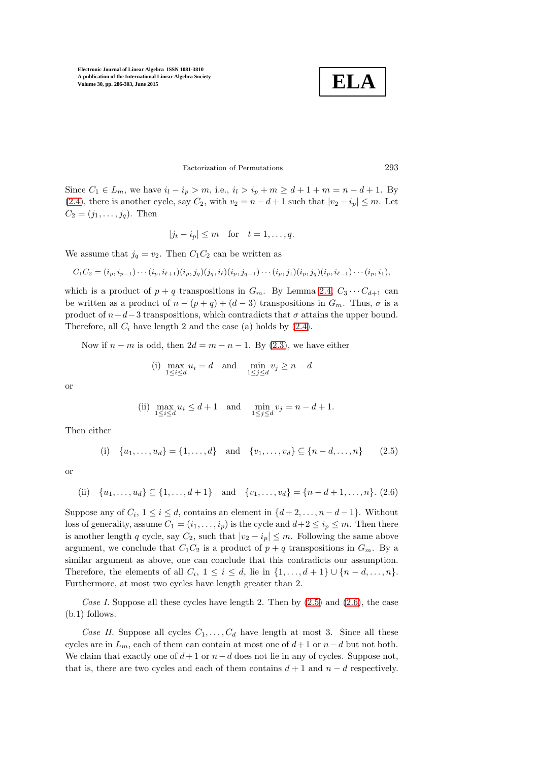Since $C_1 \in L_m$, we have $i_l - i_p > m$, i.e., $i_l > i_p + m \geq d+1+m = n-d+1$. By (2.4), there is another cycle, say $C_2$, with $v_2 = n-d+1$ such that $|v_2 - i_p| \leq m$. Let $C_2 = (j_1, \ldots, j_q)$. Then

$$|j_t - i_p| \leq m \quad \text{for} \quad t = 1, \ldots, q.$$

We assume that $j_q = v_2$. Then $C_1C_2$ can be written as

$$C_1C_2 = (i_p, i_{p-1}) \cdots (i_p, i_{\ell+1})(i_p, j_q)(j_q, i_\ell)(i_p, j_{q-1}) \cdots (i_p, j_1)(i_p, j_q)(i_p, i_{\ell-1}) \cdots (i_p, i_1),$$

which is a product of $p+q$ transpositions in $G_m$. By Lemma 2.4, $C_3 \cdots C_{d+1}$ can be written as a product of $n-(p+q)+(d-3)$ transpositions in $G_m$. Thus, $\sigma$ is a product of $n+d-3$ transpositions, which contradicts that $\sigma$ attains the upper bound. Therefore, all $C_i$ have length 2 and the case (a) holds by (2.4).

Now if $n-m$ is odd, then $2d = m-n-1$. By (2.3), we have either

$$\text{(i)} \ \max_{1 \leq i \leq d} u_i = d \quad \text{and} \quad \min_{1 \leq j \leq d} v_j \geq n-d$$

or

$$\text{(ii)} \ \max_{1 \leq i \leq d} u_i \leq d+1 \quad \text{and} \quad \min_{1 \leq j \leq d} v_j = n-d+1.$$

Then either

$$\text{(i)} \quad \{u_1, \ldots, u_d\} = \{1, \ldots, d\} \quad \text{and} \quad \{v_1, \ldots, v_d\} \subseteq \{n-d, \ldots, n\} \qquad (2.5)$$

or

$$\text{(ii)} \quad \{u_1, \ldots, u_d\} \subseteq \{1, \ldots, d+1\} \quad \text{and} \quad \{v_1, \ldots, v_d\} = \{n-d+1, \ldots, n\}. \ (2.6)$$

Suppose any of $C_i$, $1 \leq i \leq d$, contains an element in $\{d+2, \ldots, n-d-1\}$. Without loss of generality, assume $C_1 = (i_1, \ldots, i_p)$ is the cycle and $d+2 \leq i_p \leq m$. Then there is another length $q$ cycle, say $C_2$, such that $|v_2 - i_p| \leq m$. Following the same above argument, we conclude that $C_1C_2$ is a product of $p+q$ transpositions in $G_m$. By a similar argument as above, one can conclude that this contradicts our assumption. Therefore, the elements of all $C_i$, $1 \leq i \leq d$, lie in $\{1, \ldots, d+1\} \cup \{n-d, \ldots, n\}$. Furthermore, at most two cycles have length greater than 2.

*Case I.* Suppose all these cycles have length 2. Then by (2.5) and (2.6), the case (b.1) follows.

*Case II.* Suppose all cycles $C_1, \ldots, C_d$ have length at most 3. Since all these cycles are in $L_m$, each of them can contain at most one of $d+1$ or $n-d$ but not both. We claim that exactly one of $d+1$ or $n-d$ does not lie in any of cycles. Suppose not, that is, there are two cycles and each of them contains $d+1$ and $n-d$ respectively.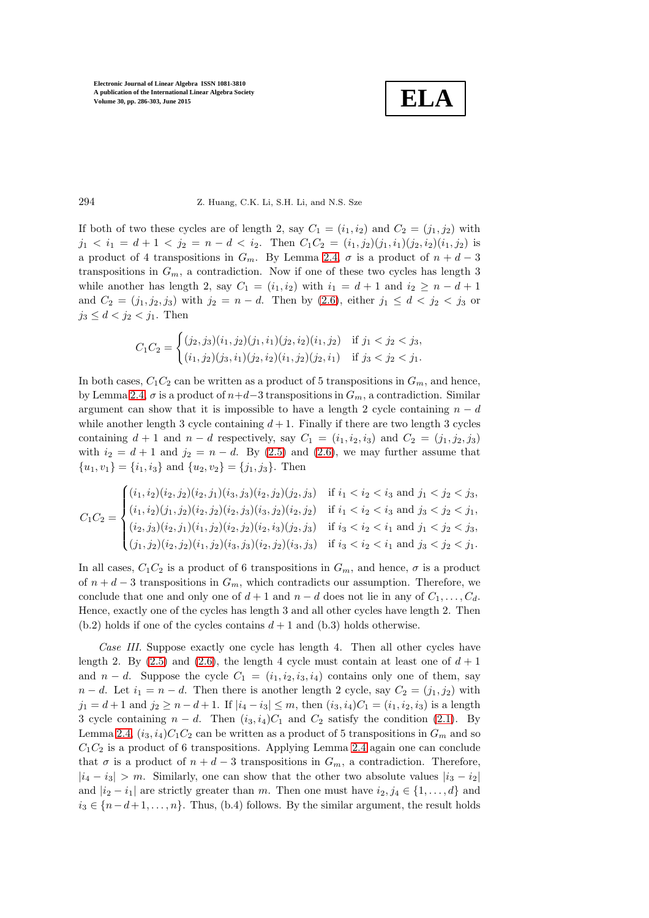If both of two these cycles are of length 2, say $C_1 = (i_1, i_2)$ and $C_2 = (j_1, j_2)$ with $j_1 < i_1 = d+1 < j_2 = n-d < i_2$. Then $C_1C_2 = (i_1, j_2)(j_1, i_1)(j_2, i_2)(i_1, j_2)$ is a product of 4 transpositions in $G_m$. By Lemma 2.4, $\sigma$ is a product of $n+d-3$ transpositions in $G_m$, a contradiction. Now if one of these two cycles has length 3 while another has length 2, say $C_1 = (i_1, i_2)$ with $i_1 = d+1$ and $i_2 \geq n-d+1$ and $C_2 = (j_1, j_2, j_3)$ with $j_2 = n-d$. Then by (2.6), either $j_1 \leq d < j_2 < j_3$ or $j_3 \leq d < j_2 < j_1$. Then

$$C_1C_2 = \begin{cases} (j_2, j_3)(i_1, j_2)(j_1, i_1)(j_2, i_2)(i_1, j_2) & \text{if } j_1 < j_2 < j_3, \\ (i_1, j_2)(j_3, i_1)(j_2, i_2)(i_1, j_2)(j_2, i_1) & \text{if } j_3 < j_2 < j_1. \end{cases}$$

In both cases, $C_1C_2$ can be written as a product of 5 transpositions in $G_m$, and hence, by Lemma 2.4, $\sigma$ is a product of $n+d-3$ transpositions in $G_m$, a contradiction. Similar argument can show that it is impossible to have a length 2 cycle containing $n-d$ while another length 3 cycle containing $d+1$. Finally if there are two length 3 cycles containing $d+1$ and $n-d$ respectively, say $C_1 = (i_1, i_2, i_3)$ and $C_2 = (j_1, j_2, j_3)$ with $i_2 = d+1$ and $j_2 = n-d$. By (2.5) and (2.6), we may further assume that $\{u_1, v_1\} = \{i_1, i_3\}$ and $\{u_2, v_2\} = \{j_1, j_3\}$. Then

$$C_1C_2 = \begin{cases} (i_1, i_2)(i_2, j_2)(i_2, j_1)(i_3, j_3)(i_2, j_2)(j_2, j_3) & \text{if } i_1 < i_2 < i_3 \text{ and } j_1 < j_2 < j_3, \\ (i_1, i_2)(j_1, j_2)(i_2, j_2)(i_2, j_3)(i_3, j_2)(i_2, j_2) & \text{if } i_1 < i_2 < i_3 \text{ and } j_3 < j_2 < j_1, \\ (i_2, j_3)(i_2, j_1)(i_1, j_2)(i_2, j_2)(i_2, i_3)(j_2, j_3) & \text{if } i_3 < i_2 < i_1 \text{ and } j_1 < j_2 < j_3, \\ (j_1, j_2)(i_2, j_2)(i_1, j_2)(i_3, j_3)(i_2, j_2)(i_3, j_3) & \text{if } i_3 < i_2 < i_1 \text{ and } j_3 < j_2 < j_1. \end{cases}$$

In all cases, $C_1C_2$ is a product of 6 transpositions in $G_m$, and hence, $\sigma$ is a product of $n+d-3$ transpositions in $G_m$, which contradicts our assumption. Therefore, we conclude that one and only one of $d+1$ and $n-d$ does not lie in any of $C_1, \ldots, C_d$. Hence, exactly one of the cycles has length 3 and all other cycles have length 2. Then (b.2) holds if one of the cycles contains $d+1$ and (b.3) holds otherwise.

*Case III.* Suppose exactly one cycle has length 4. Then all other cycles have length 2. By (2.5) and (2.6), the length 4 cycle must contain at least one of $d+1$ and $n-d$. Suppose the cycle $C_1 = (i_1, i_2, i_3, i_4)$ contains only one of them, say $n-d$. Let $i_1 = n-d$. Then there is another length 2 cycle, say $C_2 = (j_1, j_2)$ with $j_1 = d+1$ and $j_2 \geq n-d+1$. If $|i_4 - i_3| \leq m$, then $(i_3, i_4)C_1 = (i_1, i_2, i_3)$ is a length 3 cycle containing $n-d$. Then $(i_3, i_4)C_1$ and $C_2$ satisfy the condition (2.1). By Lemma 2.4, $(i_3, i_4)C_1C_2$ can be written as a product of 5 transpositions in $G_m$ and so $C_1C_2$ is a product of 6 transpositions. Applying Lemma 2.4 again one can conclude that $\sigma$ is a product of $n+d-3$ transpositions in $G_m$, a contradiction. Therefore, $|i_4 - i_3| > m$. Similarly, one can show that the other two absolute values $|i_3 - i_2|$ and $|i_2 - i_1|$ are strictly greater than $m$. Then one must have $i_2, j_4 \in \{1, \ldots, d\}$ and $i_3 \in \{n-d+1, \ldots, n\}$. Thus, (b.4) follows. By the similar argument, the result holds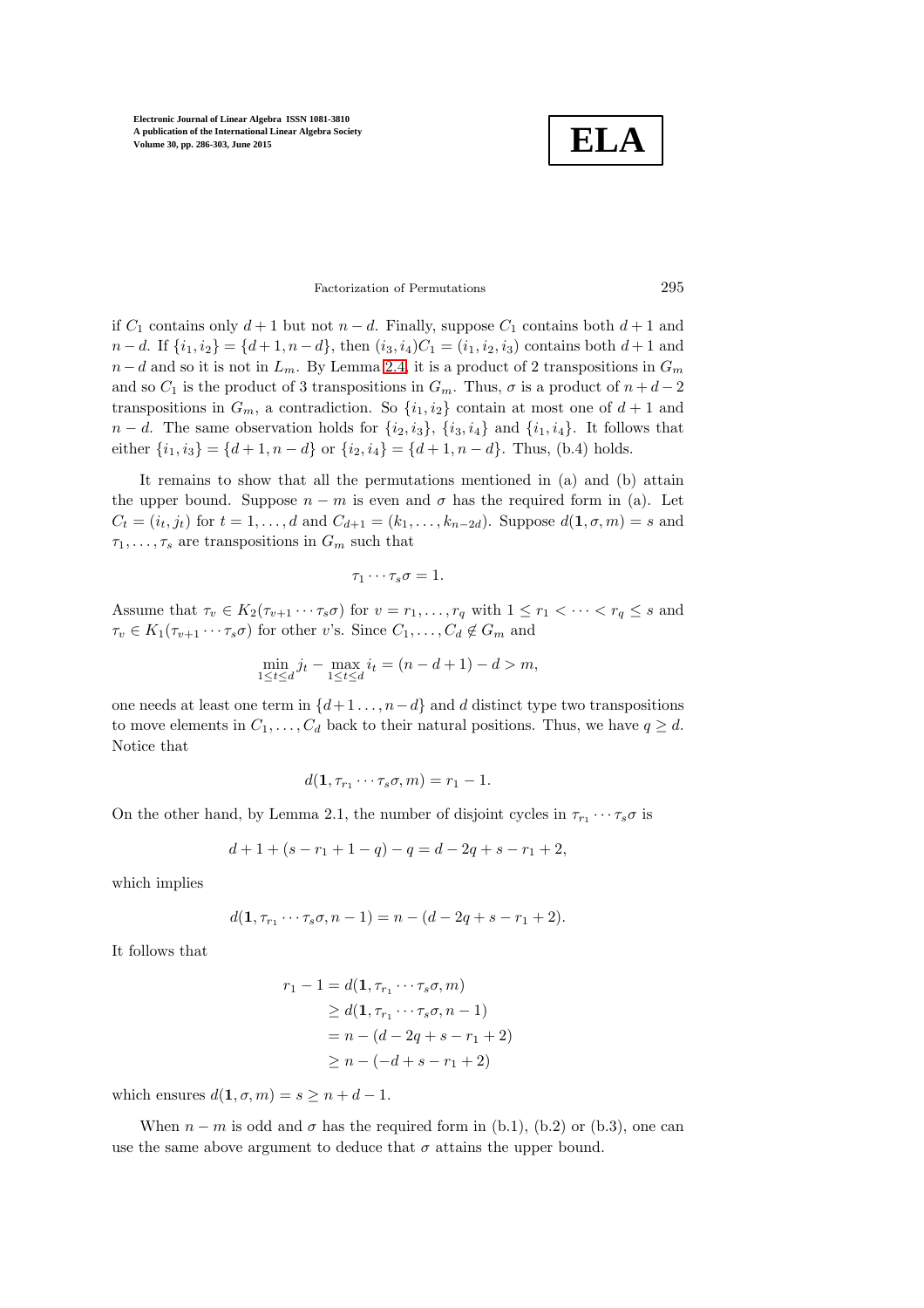if $C_1$ contains only $d+1$ but not $n-d$. Finally, suppose $C_1$ contains both $d+1$ and $n-d$. If $\{i_1, i_2\} = \{d+1, n-d\}$, then $(i_3, i_4)C_1 = (i_1, i_2, i_3)$ contains both $d+1$ and $n-d$ and so it is not in $L_m$. By Lemma 2.4, it is a product of 2 transpositions in $G_m$ and so $C_1$ is the product of 3 transpositions in $G_m$. Thus, $\sigma$ is a product of $n+d-2$ transpositions in $G_m$, a contradiction. So $\{i_1, i_2\}$ contain at most one of $d+1$ and $n-d$. The same observation holds for $\{i_2, i_3\}$, $\{i_3, i_4\}$ and $\{i_1, i_4\}$. It follows that either $\{i_1, i_3\} = \{d+1, n-d\}$ or $\{i_2, i_4\} = \{d+1, n-d\}$. Thus, (b.4) holds.

It remains to show that all the permutations mentioned in (a) and (b) attain the upper bound. Suppose $n-m$ is even and $\sigma$ has the required form in (a). Let $C_t = (i_t, j_t)$ for $t = 1, \ldots, d$ and $C_{d+1} = (k_1, \ldots, k_{n-2d})$. Suppose $d(\mathbf{1}, \sigma, m) = s$ and $\tau_1, \ldots, \tau_s$ are transpositions in $G_m$ such that

$$\tau_1 \cdots \tau_s \sigma = 1.$$

Assume that $\tau_v \in K_2(\tau_{v+1} \cdots \tau_s \sigma)$ for $v = r_1, \ldots, r_q$ with $1 \le r_1 < \cdots < r_q \le s$ and $\tau_v \in K_1(\tau_{v+1} \cdots \tau_s \sigma)$ for other $v$'s. Since $C_1, \ldots, C_d \notin G_m$ and

$$\min_{1 \le t \le d} j_t - \max_{1 \le t \le d} i_t = (n-d+1) - d > m,$$

one needs at least one term in $\{d+1 \ldots, n-d\}$ and $d$ distinct type two transpositions to move elements in $C_1, \ldots, C_d$ back to their natural positions. Thus, we have $q \ge d$. Notice that

$$d(\mathbf{1}, \tau_{r_1} \cdots \tau_s \sigma, m) = r_1 - 1.$$

On the other hand, by Lemma 2.1, the number of disjoint cycles in $\tau_{r_1} \cdots \tau_s \sigma$ is

$$d + 1 + (s - r_1 + 1 - q) - q = d - 2q + s - r_1 + 2,$$

which implies

$$d(\mathbf{1}, \tau_{r_1} \cdots \tau_s \sigma, n-1) = n - (d - 2q + s - r_1 + 2).$$

It follows that

$$\begin{aligned} r_1 - 1 &= d(\mathbf{1}, \tau_{r_1} \cdots \tau_s \sigma, m) \\ &\ge d(\mathbf{1}, \tau_{r_1} \cdots \tau_s \sigma, n-1) \\ &= n - (d - 2q + s - r_1 + 2) \\ &\ge n - (-d + s - r_1 + 2) \end{aligned}$$

which ensures $d(\mathbf{1}, \sigma, m) = s \ge n + d - 1$.

When $n - m$ is odd and $\sigma$ has the required form in (b.1), (b.2) or (b.3), one can use the same above argument to deduce that $\sigma$ attains the upper bound.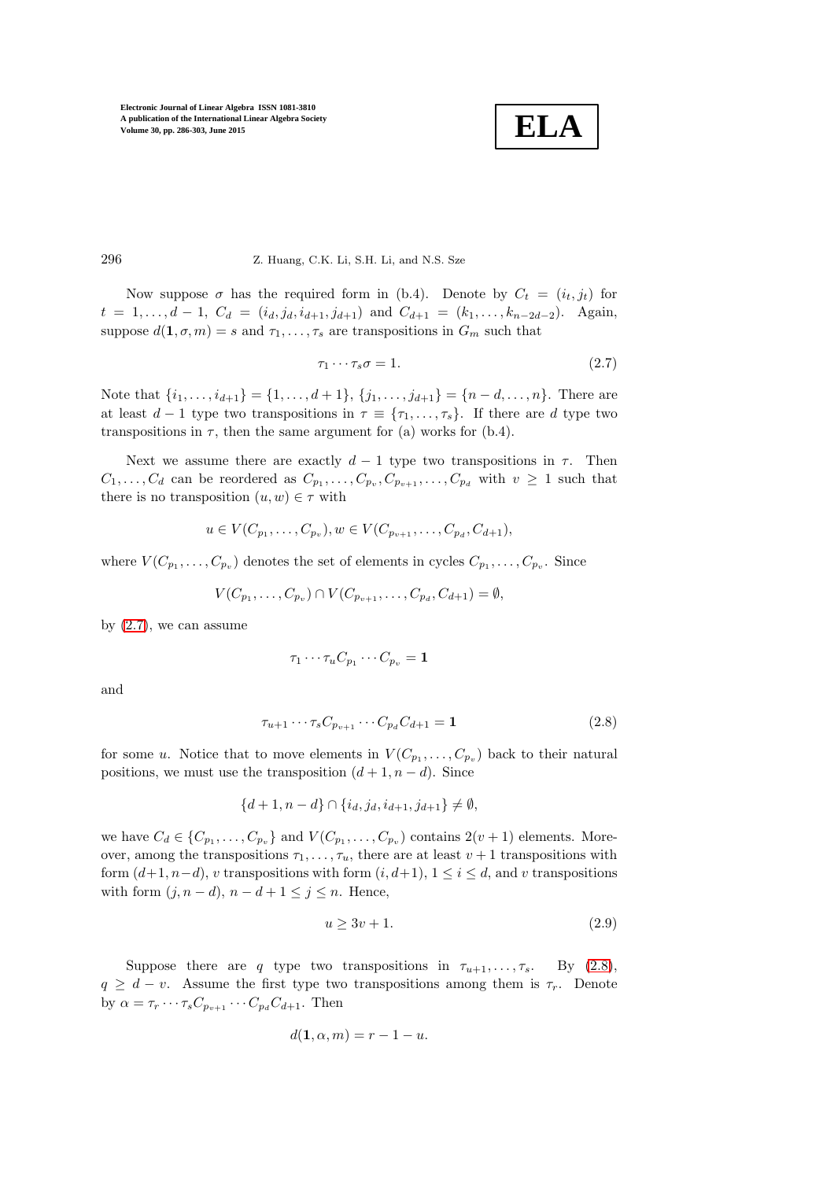Now suppose $\sigma$ has the required form in (b.4). Denote by $C_t = (i_t, j_t)$ for $t = 1, \ldots, d-1$, $C_d = (i_d, j_d, i_{d+1}, j_{d+1})$ and $C_{d+1} = (k_1, \ldots, k_{n-2d-2})$. Again, suppose $d(\mathbf{1}, \sigma, m) = s$ and $\tau_1, \ldots, \tau_s$ are transpositions in $G_m$ such that

$$\tau_1 \cdots \tau_s \sigma = 1. \tag{2.7}$$

Note that $\{i_1, \ldots, i_{d+1}\} = \{1, \ldots, d+1\}$, $\{j_1, \ldots, j_{d+1}\} = \{n-d, \ldots, n\}$. There are at least $d-1$ type two transpositions in $\tau \equiv \{\tau_1, \ldots, \tau_s\}$. If there are $d$ type two transpositions in $\tau$, then the same argument for (a) works for (b.4).

Next we assume there are exactly $d-1$ type two transpositions in $\tau$. Then $C_1, \ldots, C_d$ can be reordered as $C_{p_1}, \ldots, C_{p_v}, C_{p_{v+1}}, \ldots, C_{p_d}$ with $v \geq 1$ such that there is no transposition $(u, w) \in \tau$ with

$$u \in V(C_{p_1}, \ldots, C_{p_v}), w \in V(C_{p_{v+1}}, \ldots, C_{p_d}, C_{d+1}),$$

where $V(C_{p_1}, \ldots, C_{p_v})$ denotes the set of elements in cycles $C_{p_1}, \ldots, C_{p_v}$. Since

$$V(C_{p_1}, \ldots, C_{p_v}) \cap V(C_{p_{v+1}}, \ldots, C_{p_d}, C_{d+1}) = \emptyset,$$

by (2.7), we can assume

$$\tau_1 \cdots \tau_u C_{p_1} \cdots C_{p_v} = \mathbf{1}$$

and

$$\tau_{u+1} \cdots \tau_s C_{p_{v+1}} \cdots C_{p_d} C_{d+1} = \mathbf{1} \tag{2.8}$$

for some $u$. Notice that to move elements in $V(C_{p_1}, \ldots, C_{p_v})$ back to their natural positions, we must use the transposition $(d+1, n-d)$. Since

$$\{d+1, n-d\} \cap \{i_d, j_d, i_{d+1}, j_{d+1}\} \neq \emptyset,$$

we have $C_d \in \{C_{p_1}, \ldots, C_{p_v}\}$ and $V(C_{p_1}, \ldots, C_{p_v})$ contains $2(v+1)$ elements. Moreover, among the transpositions $\tau_1, \ldots, \tau_u$, there are at least $v+1$ transpositions with form $(d+1, n-d)$, $v$ transpositions with form $(i, d+1)$, $1 \leq i \leq d$, and $v$ transpositions with form $(j, n-d)$, $n-d+1 \leq j \leq n$. Hence,

$$u \geq 3v + 1. \tag{2.9}$$

Suppose there are $q$ type two transpositions in $\tau_{u+1}, \ldots, \tau_s$. By (2.8), $q \geq d - v$. Assume the first type two transpositions among them is $\tau_r$. Denote by $\alpha = \tau_r \cdots \tau_s C_{p_{v+1}} \cdots C_{p_d} C_{d+1}$. Then

$$d(\mathbf{1}, \alpha, m) = r - 1 - u.$$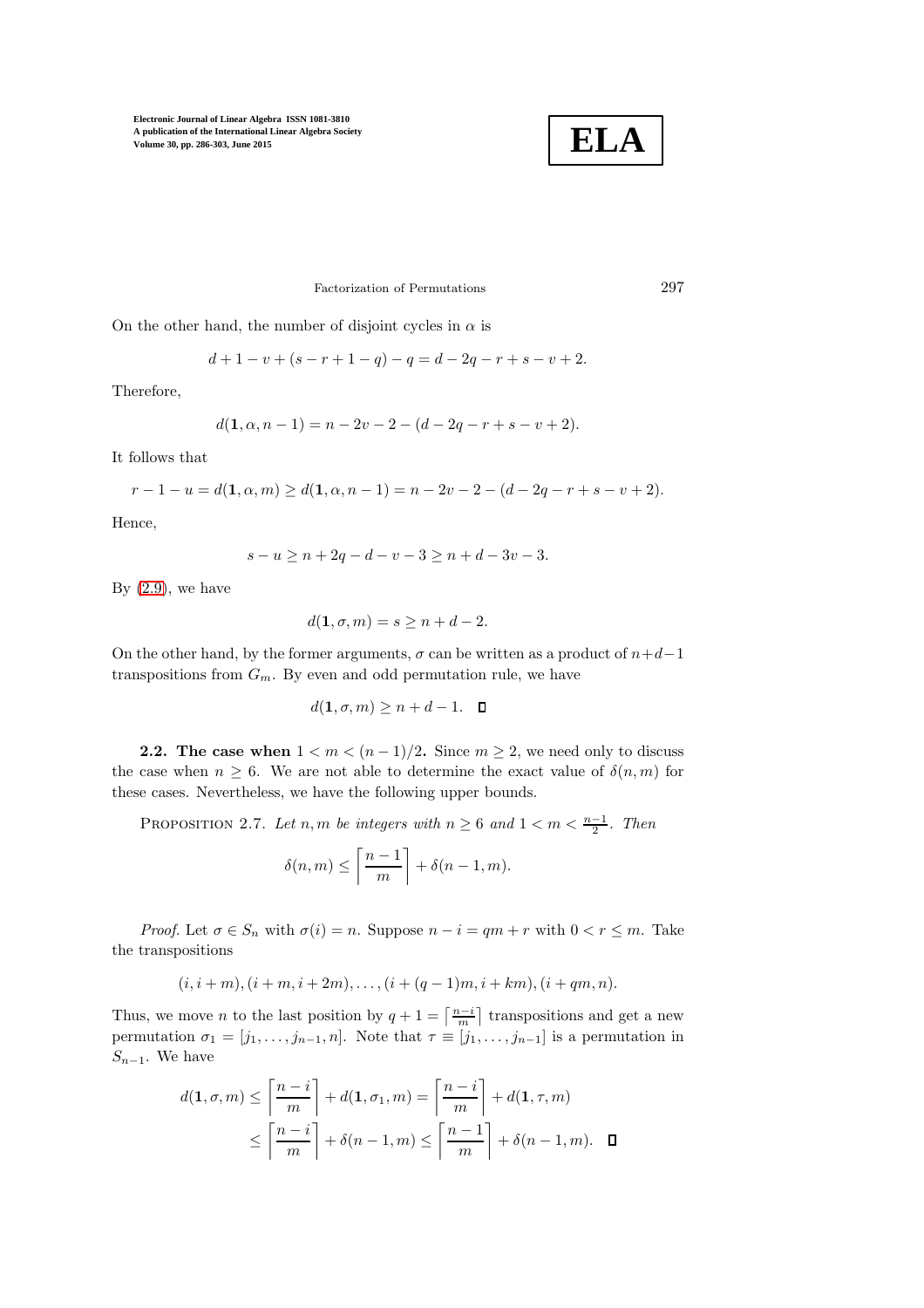On the other hand, the number of disjoint cycles in $\alpha$ is

$$d + 1 - v + (s - r + 1 - q) - q = d - 2q - r + s - v + 2.$$

Therefore,

$$d(\mathbf{1}, \alpha, n-1) = n - 2v - 2 - (d - 2q - r + s - v + 2).$$

It follows that

$$r - 1 - u = d(\mathbf{1}, \alpha, m) \geq d(\mathbf{1}, \alpha, n-1) = n - 2v - 2 - (d - 2q - r + s - v + 2).$$

Hence,

$$s - u \geq n + 2q - d - v - 3 \geq n + d - 3v - 3.$$

By (2.9), we have

$$d(\mathbf{1}, \sigma, m) = s \geq n + d - 2.$$

On the other hand, by the former arguments, $\sigma$ can be written as a product of $n+d-1$ transpositions from $G_m$. By even and odd permutation rule, we have

$$d(\mathbf{1}, \sigma, m) \geq n + d - 1. \quad \square$$

**2.2. The case when** $1 < m < (n-1)/2$**.** Since $m \geq 2$, we need only to discuss the case when $n \geq 6$. We are not able to determine the exact value of $\delta(n, m)$ for these cases. Nevertheless, we have the following upper bounds.

PROPOSITION 2.7. *Let $n, m$ be integers with $n \geq 6$ and $1 < m < \frac{n-1}{2}$. Then*

$$\delta(n, m) \leq \left\lceil \frac{n-1}{m} \right\rceil + \delta(n-1, m).$$

*Proof.* Let $\sigma \in S_n$ with $\sigma(i) = n$. Suppose $n - i = qm + r$ with $0 < r \leq m$. Take the transpositions

$$(i, i+m), (i+m, i+2m), \ldots, (i+(q-1)m, i+km), (i+qm, n).$$

Thus, we move $n$ to the last position by $q + 1 = \lceil \frac{n-i}{m} \rceil$ transpositions and get a new permutation $\sigma_1 = [j_1, \ldots, j_{n-1}, n]$. Note that $\tau \equiv [j_1, \ldots, j_{n-1}]$ is a permutation in $S_{n-1}$. We have

$$\begin{aligned} d(\mathbf{1}, \sigma, m) &\leq \left\lceil \frac{n-i}{m} \right\rceil + d(\mathbf{1}, \sigma_1, m) = \left\lceil \frac{n-i}{m} \right\rceil + d(\mathbf{1}, \tau, m) \\ &\leq \left\lceil \frac{n-i}{m} \right\rceil + \delta(n-1, m) \leq \left\lceil \frac{n-1}{m} \right\rceil + \delta(n-1, m). \quad \square \end{aligned}$$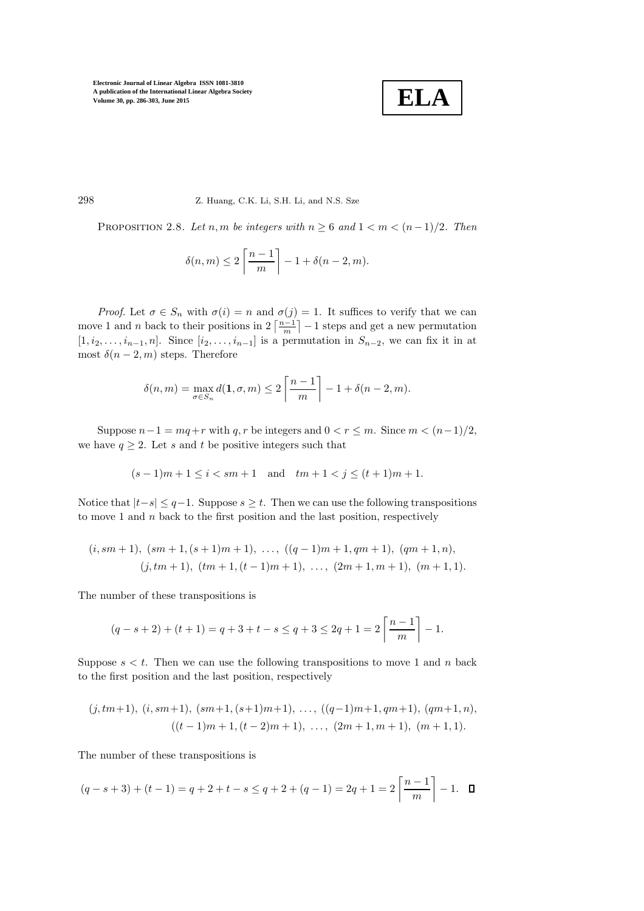Proposition 2.8. *Let $n, m$ be integers with $n \geq 6$ and $1 < m < (n-1)/2$. Then*

$$\delta(n,m) \leq 2\left\lceil \frac{n-1}{m} \right\rceil - 1 + \delta(n-2,m).$$

*Proof.* Let $\sigma \in S_n$ with $\sigma(i) = n$ and $\sigma(j) = 1$. It suffices to verify that we can move 1 and $n$ back to their positions in $2\left\lceil \frac{n-1}{m} \right\rceil - 1$ steps and get a new permutation $[1, i_2, \ldots, i_{n-1}, n]$. Since $[i_2, \ldots, i_{n-1}]$ is a permutation in $S_{n-2}$, we can fix it in at most $\delta(n-2,m)$ steps. Therefore

$$\delta(n,m) = \max_{\sigma \in S_n} d(\mathbf{1}, \sigma, m) \leq 2\left\lceil \frac{n-1}{m} \right\rceil - 1 + \delta(n-2,m).$$

Suppose $n-1 = mq + r$ with $q, r$ be integers and $0 < r \leq m$. Since $m < (n-1)/2$, we have $q \geq 2$. Let $s$ and $t$ be positive integers such that

$$(s-1)m + 1 \leq i < sm + 1 \quad \text{and} \quad tm + 1 < j \leq (t+1)m + 1.$$

Notice that $|t - s| \leq q - 1$. Suppose $s \geq t$. Then we can use the following transpositions to move 1 and $n$ back to the first position and the last position, respectively

$$(i, sm+1),\ (sm+1, (s+1)m+1),\ \ldots,\ ((q-1)m+1, qm+1),\ (qm+1, n),$$
$$(j, tm+1),\ (tm+1, (t-1)m+1),\ \ldots,\ (2m+1, m+1),\ (m+1, 1).$$

The number of these transpositions is

$$(q - s + 2) + (t + 1) = q + 3 + t - s \leq q + 3 \leq 2q + 1 = 2\left\lceil \frac{n-1}{m} \right\rceil - 1.$$

Suppose $s < t$. Then we can use the following transpositions to move 1 and $n$ back to the first position and the last position, respectively

$$(j, tm+1),\ (i, sm+1),\ (sm+1, (s+1)m+1),\ \ldots,\ ((q-1)m+1, qm+1),\ (qm+1, n),$$
$$((t-1)m+1, (t-2)m+1),\ \ldots,\ (2m+1, m+1),\ (m+1, 1).$$

The number of these transpositions is

$$(q - s + 3) + (t - 1) = q + 2 + t - s \leq q + 2 + (q-1) = 2q + 1 = 2\left\lceil \frac{n-1}{m} \right\rceil - 1. \quad \square$$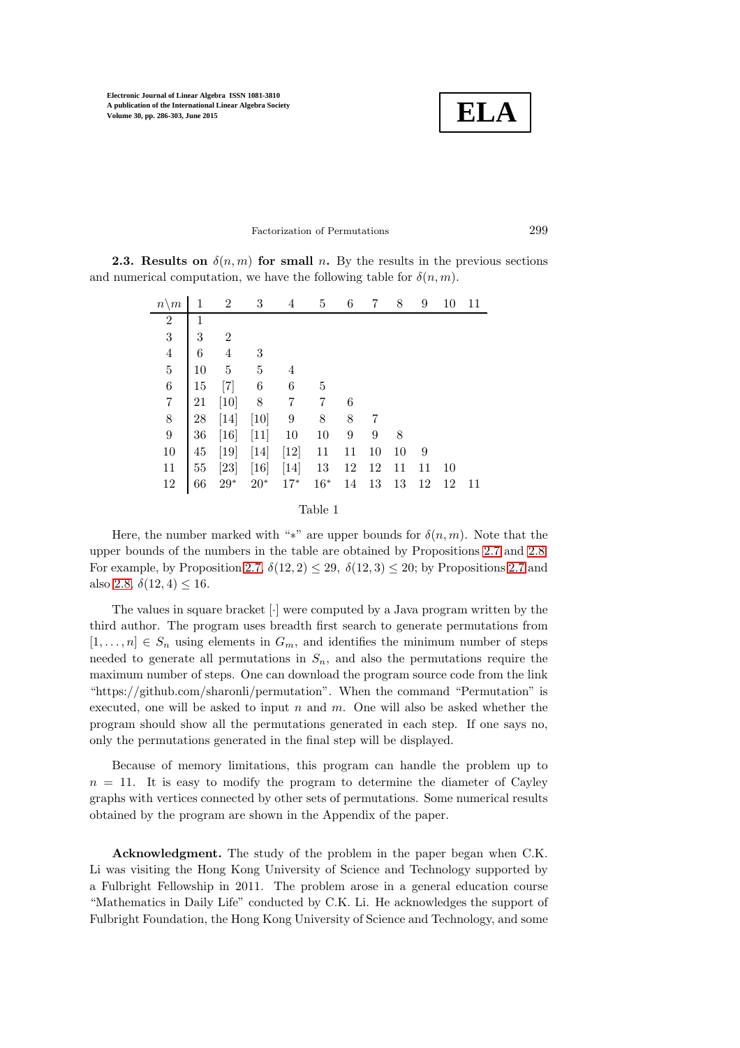**2.3. Results on $\delta(n, m)$ for small $n$.** By the results in the previous sections and numerical computation, we have the following table for $\delta(n, m)$.

| $n \backslash m$ | 1 | 2 | 3 | 4 | 5 | 6 | 7 | 8 | 9 | 10 | 11 |
|---|---|---|---|---|---|---|---|---|---|---|---|
| 2 | 1 | | | | | | | | | | |
| 3 | 3 | 2 | | | | | | | | | |
| 4 | 6 | 4 | 3 | | | | | | | | |
| 5 | 10 | 5 | 5 | 4 | | | | | | | |
| 6 | 15 | [7] | 6 | 6 | 5 | | | | | | |
| 7 | 21 | [10] | 8 | 7 | 7 | 6 | | | | | |
| 8 | 28 | [14] | [10] | 9 | 8 | 8 | 7 | | | | |
| 9 | 36 | [16] | [11] | 10 | 10 | 9 | 9 | 8 | | | |
| 10 | 45 | [19] | [14] | [12] | 11 | 11 | 10 | 10 | 9 | | |
| 11 | 55 | [23] | [16] | [14] | 13 | 12 | 12 | 11 | 11 | 10 | |
| 12 | 66 | $29^*$ | $20^*$ | $17^*$ | $16^*$ | 14 | 13 | 13 | 12 | 12 | 11 |

Table 1

Here, the number marked with "$*$" are upper bounds for $\delta(n, m)$. Note that the upper bounds of the numbers in the table are obtained by Propositions 2.7 and 2.8. For example, by Proposition 2.7, $\delta(12, 2) \leq 29$, $\delta(12, 3) \leq 20$; by Propositions 2.7 and also 2.8, $\delta(12, 4) \leq 16$.

The values in square bracket $[\cdot]$ were computed by a Java program written by the third author. The program uses breadth first search to generate permutations from $[1, \ldots, n] \in S_n$ using elements in $G_m$, and identifies the minimum number of steps needed to generate all permutations in $S_n$, and also the permutations require the maximum number of steps. One can download the program source code from the link "https://github.com/sharonli/permutation". When the command "Permutation" is executed, one will be asked to input $n$ and $m$. One will also be asked whether the program should show all the permutations generated in each step. If one says no, only the permutations generated in the final step will be displayed.

Because of memory limitations, this program can handle the problem up to $n = 11$. It is easy to modify the program to determine the diameter of Cayley graphs with vertices connected by other sets of permutations. Some numerical results obtained by the program are shown in the Appendix of the paper.

**Acknowledgment.** The study of the problem in the paper began when C.K. Li was visiting the Hong Kong University of Science and Technology supported by a Fulbright Fellowship in 2011. The problem arose in a general education course "Mathematics in Daily Life" conducted by C.K. Li. He acknowledges the support of Fulbright Foundation, the Hong Kong University of Science and Technology, and some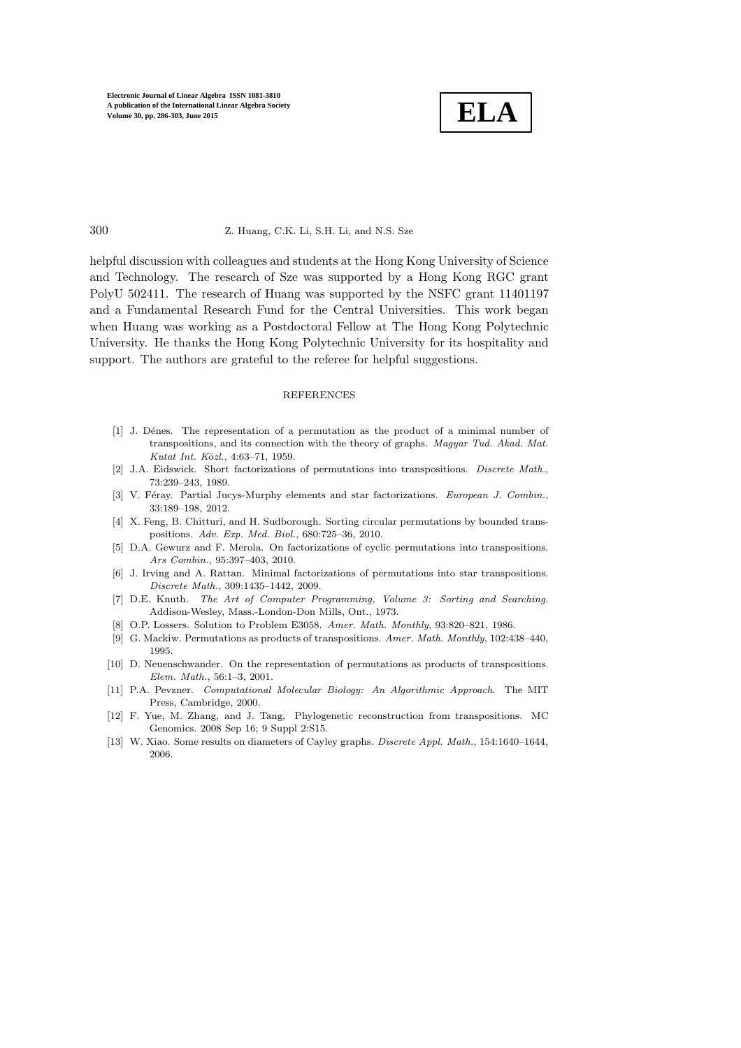helpful discussion with colleagues and students at the Hong Kong University of Science and Technology. The research of Sze was supported by a Hong Kong RGC grant PolyU 502411. The research of Huang was supported by the NSFC grant 11401197 and a Fundamental Research Fund for the Central Universities. This work began when Huang was working as a Postdoctoral Fellow at The Hong Kong Polytechnic University. He thanks the Hong Kong Polytechnic University for its hospitality and support. The authors are grateful to the referee for helpful suggestions.

## REFERENCES

- [1] J. Dénes. The representation of a permutation as the product of a minimal number of transpositions, and its connection with the theory of graphs. *Magyar Tud. Akad. Mat. Kutat Int. Közl.*, 4:63–71, 1959.
- [2] J.A. Eidswick. Short factorizations of permutations into transpositions. *Discrete Math.*, 73:239–243, 1989.
- [3] V. Féray. Partial Jucys-Murphy elements and star factorizations. *European J. Combin.*, 33:189–198, 2012.
- [4] X. Feng, B. Chitturi, and H. Sudborough. Sorting circular permutations by bounded transpositions. *Adv. Exp. Med. Biol.*, 680:725–36, 2010.
- [5] D.A. Gewurz and F. Merola. On factorizations of cyclic permutations into transpositions. *Ars Combin.*, 95:397–403, 2010.
- [6] J. Irving and A. Rattan. Minimal factorizations of permutations into star transpositions. *Discrete Math.*, 309:1435–1442, 2009.
- [7] D.E. Knuth. *The Art of Computer Programming, Volume 3: Sorting and Searching.* Addison-Wesley, Mass.-London-Don Mills, Ont., 1973.
- [8] O.P. Lossers. Solution to Problem E3058. *Amer. Math. Monthly*, 93:820–821, 1986.
- [9] G. Mackiw. Permutations as products of transpositions. *Amer. Math. Monthly*, 102:438–440, 1995.
- [10] D. Neuenschwander. On the representation of permutations as products of transpositions. *Elem. Math.*, 56:1–3, 2001.
- [11] P.A. Pevzner. *Computational Molecular Biology: An Algorithmic Approach*. The MIT Press, Cambridge, 2000.
- [12] F. Yue, M. Zhang, and J. Tang, Phylogenetic reconstruction from transpositions. MC Genomics. 2008 Sep 16; 9 Suppl 2:S15.
- [13] W. Xiao. Some results on diameters of Cayley graphs. *Discrete Appl. Math.*, 154:1640–1644, 2006.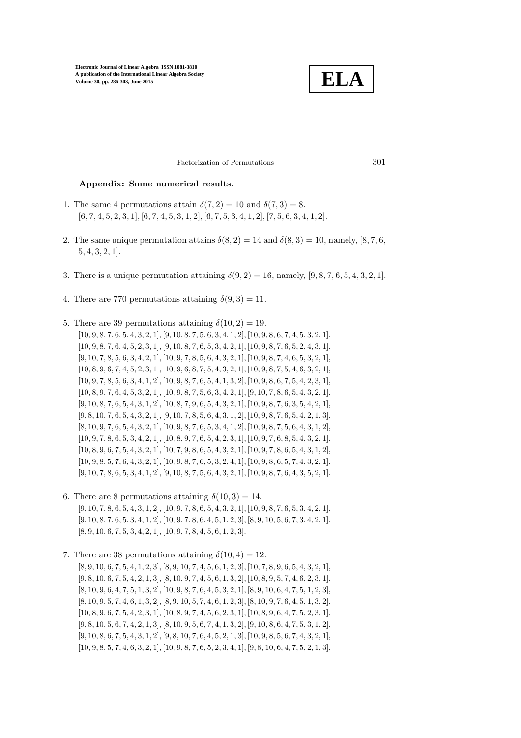## Appendix: Some numerical results.

1. The same 4 permutations attain $\delta(7,2) = 10$ and $\delta(7,3) = 8$.
   [6, 7, 4, 5, 2, 3, 1], [6, 7, 4, 5, 3, 1, 2], [6, 7, 5, 3, 4, 1, 2], [7, 5, 6, 3, 4, 1, 2].

2. The same unique permutation attains $\delta(8,2) = 14$ and $\delta(8,3) = 10$, namely, [8, 7, 6, 5, 4, 3, 2, 1].

3. There is a unique permutation attaining $\delta(9,2) = 16$, namely, [9, 8, 7, 6, 5, 4, 3, 2, 1].

4. There are 770 permutations attaining $\delta(9,3) = 11$.

5. There are 39 permutations attaining $\delta(10,2) = 19$.
   [10, 9, 8, 7, 6, 5, 4, 3, 2, 1], [9, 10, 8, 7, 5, 6, 3, 4, 1, 2], [10, 9, 8, 6, 7, 4, 5, 3, 2, 1], [10, 9, 8, 7, 6, 4, 5, 2, 3, 1], [9, 10, 8, 7, 6, 5, 3, 4, 2, 1], [10, 9, 8, 7, 6, 5, 2, 4, 3, 1], [9, 10, 7, 8, 5, 6, 3, 4, 2, 1], [10, 9, 7, 8, 5, 6, 4, 3, 2, 1], [10, 9, 8, 7, 4, 6, 5, 3, 2, 1], [10, 8, 9, 6, 7, 4, 5, 2, 3, 1], [10, 9, 6, 8, 7, 5, 4, 3, 2, 1], [10, 9, 8, 7, 5, 4, 6, 3, 2, 1], [10, 9, 7, 8, 5, 6, 3, 4, 1, 2], [10, 9, 8, 7, 6, 5, 4, 1, 3, 2], [10, 9, 8, 6, 7, 5, 4, 2, 3, 1], [10, 8, 9, 7, 6, 4, 5, 3, 2, 1], [10, 9, 8, 7, 5, 6, 3, 4, 2, 1], [9, 10, 7, 8, 6, 5, 4, 3, 2, 1], [9, 10, 8, 7, 6, 5, 4, 3, 1, 2], [10, 8, 7, 9, 6, 5, 4, 3, 2, 1], [10, 9, 8, 7, 6, 3, 5, 4, 2, 1], [9, 8, 10, 7, 6, 5, 4, 3, 2, 1], [9, 10, 7, 8, 5, 6, 4, 3, 1, 2], [10, 9, 8, 7, 6, 5, 4, 2, 1, 3], [8, 10, 9, 7, 6, 5, 4, 3, 2, 1], [10, 9, 8, 7, 6, 5, 3, 4, 1, 2], [10, 9, 8, 7, 5, 6, 4, 3, 1, 2], [10, 9, 7, 8, 6, 5, 3, 4, 2, 1], [10, 8, 9, 7, 6, 5, 4, 2, 3, 1], [10, 9, 7, 6, 8, 5, 4, 3, 2, 1], [10, 8, 9, 6, 7, 5, 4, 3, 2, 1], [10, 7, 9, 8, 6, 5, 4, 3, 2, 1], [10, 9, 7, 8, 6, 5, 4, 3, 1, 2], [10, 9, 8, 5, 7, 6, 4, 3, 2, 1], [10, 9, 8, 7, 6, 5, 3, 2, 4, 1], [10, 9, 8, 6, 5, 7, 4, 3, 2, 1], [9, 10, 7, 8, 6, 5, 3, 4, 1, 2], [9, 10, 8, 7, 5, 6, 4, 3, 2, 1], [10, 9, 8, 7, 6, 4, 3, 5, 2, 1].

6. There are 8 permutations attaining $\delta(10,3) = 14$.
   [9, 10, 7, 8, 6, 5, 4, 3, 1, 2], [10, 9, 7, 8, 6, 5, 4, 3, 2, 1], [10, 9, 8, 7, 6, 5, 3, 4, 2, 1], [9, 10, 8, 7, 6, 5, 3, 4, 1, 2], [10, 9, 7, 8, 6, 4, 5, 1, 2, 3], [8, 9, 10, 5, 6, 7, 3, 4, 2, 1], [8, 9, 10, 6, 7, 5, 3, 4, 2, 1], [10, 9, 7, 8, 4, 5, 6, 1, 2, 3].

7. There are 38 permutations attaining $\delta(10,4) = 12$.
   [8, 9, 10, 6, 7, 5, 4, 1, 2, 3], [8, 9, 10, 7, 4, 5, 6, 1, 2, 3], [10, 7, 8, 9, 6, 5, 4, 3, 2, 1], [9, 8, 10, 6, 7, 5, 4, 2, 1, 3], [8, 10, 9, 7, 4, 5, 6, 1, 3, 2], [10, 8, 9, 5, 7, 4, 6, 2, 3, 1], [8, 10, 9, 6, 4, 7, 5, 1, 3, 2], [10, 9, 8, 7, 6, 4, 5, 3, 2, 1], [8, 9, 10, 6, 4, 7, 5, 1, 2, 3], [8, 10, 9, 5, 7, 4, 6, 1, 3, 2], [8, 9, 10, 5, 7, 4, 6, 1, 2, 3], [8, 10, 9, 7, 6, 4, 5, 1, 3, 2], [10, 8, 9, 6, 7, 5, 4, 2, 3, 1], [10, 8, 9, 7, 4, 5, 6, 2, 3, 1], [10, 8, 9, 6, 4, 7, 5, 2, 3, 1], [9, 8, 10, 5, 6, 7, 4, 2, 1, 3], [8, 10, 9, 5, 6, 7, 4, 1, 3, 2], [9, 10, 8, 6, 4, 7, 5, 3, 1, 2], [9, 10, 8, 6, 7, 5, 4, 3, 1, 2], [9, 8, 10, 7, 6, 4, 5, 2, 1, 3], [10, 9, 8, 5, 6, 7, 4, 3, 2, 1], [10, 9, 8, 5, 7, 4, 6, 3, 2, 1], [10, 9, 8, 7, 6, 5, 2, 3, 4, 1], [9, 8, 10, 6, 4, 7, 5, 2, 1, 3],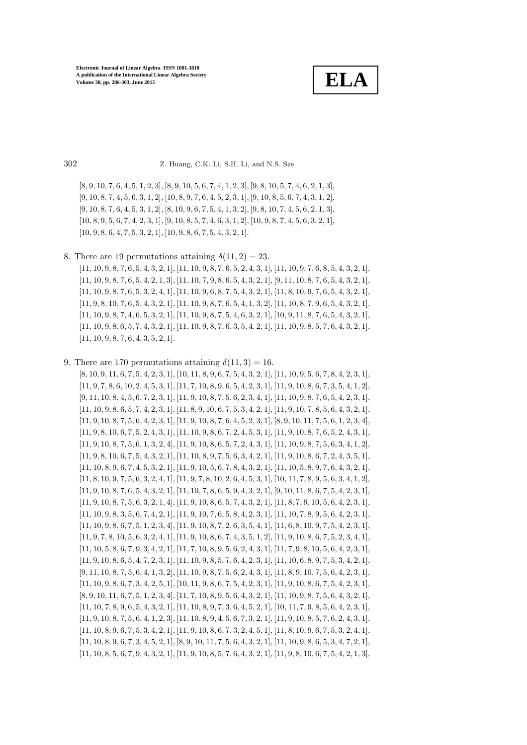[8, 9, 10, 7, 6, 4, 5, 1, 2, 3], [8, 9, 10, 5, 6, 7, 4, 1, 2, 3], [9, 8, 10, 5, 7, 4, 6, 2, 1, 3],
[9, 10, 8, 7, 4, 5, 6, 3, 1, 2], [10, 8, 9, 7, 6, 4, 5, 2, 3, 1], [9, 10, 8, 5, 6, 7, 4, 3, 1, 2],
[9, 10, 8, 7, 6, 4, 5, 3, 1, 2], [8, 10, 9, 6, 7, 5, 4, 1, 3, 2], [9, 8, 10, 7, 4, 5, 6, 2, 1, 3],
[10, 8, 9, 5, 6, 7, 4, 2, 3, 1], [9, 10, 8, 5, 7, 4, 6, 3, 1, 2], [10, 9, 8, 7, 4, 5, 6, 3, 2, 1],
[10, 9, 8, 6, 4, 7, 5, 3, 2, 1], [10, 9, 8, 6, 7, 5, 4, 3, 2, 1].

8. There are 19 permutations attaining $\delta(11, 2) = 23$.
   [11, 10, 9, 8, 7, 6, 5, 4, 3, 2, 1], [11, 10, 9, 8, 7, 6, 5, 2, 4, 3, 1], [11, 10, 9, 7, 6, 8, 5, 4, 3, 2, 1],
   [11, 10, 9, 8, 7, 6, 5, 4, 2, 1, 3], [11, 10, 7, 9, 8, 6, 5, 4, 3, 2, 1], [9, 11, 10, 8, 7, 6, 5, 4, 3, 2, 1],
   [11, 10, 9, 8, 7, 6, 5, 3, 2, 4, 1], [11, 10, 9, 6, 8, 7, 5, 4, 3, 2, 1], [11, 8, 10, 9, 7, 6, 5, 4, 3, 2, 1],
   [11, 9, 8, 10, 7, 6, 5, 4, 3, 2, 1], [11, 10, 9, 8, 7, 6, 5, 4, 1, 3, 2], [11, 10, 8, 7, 9, 6, 5, 4, 3, 2, 1],
   [11, 10, 9, 8, 7, 4, 6, 5, 3, 2, 1], [11, 10, 9, 8, 7, 5, 4, 6, 3, 2, 1], [10, 9, 11, 8, 7, 6, 5, 4, 3, 2, 1],
   [11, 10, 9, 8, 6, 5, 7, 4, 3, 2, 1], [11, 10, 9, 8, 7, 6, 3, 5, 4, 2, 1], [11, 10, 9, 8, 5, 7, 6, 4, 3, 2, 1],
   [11, 10, 9, 8, 7, 6, 4, 3, 5, 2, 1].

9. There are 170 permutations attaining $\delta(11, 3) = 16$.
   [8, 10, 9, 11, 6, 7, 5, 4, 2, 3, 1], [10, 11, 8, 9, 6, 7, 5, 4, 3, 2, 1], [11, 10, 9, 5, 6, 7, 8, 4, 2, 3, 1],
   [11, 9, 7, 8, 6, 10, 2, 4, 5, 3, 1], [11, 7, 10, 8, 9, 6, 5, 4, 2, 3, 1], [11, 9, 10, 8, 6, 7, 3, 5, 4, 1, 2],
   [9, 11, 10, 8, 4, 5, 6, 7, 2, 3, 1], [11, 9, 10, 8, 7, 5, 6, 2, 3, 4, 1], [11, 10, 9, 8, 7, 6, 5, 4, 2, 3, 1],
   [11, 10, 9, 8, 6, 5, 7, 4, 2, 3, 1], [11, 8, 9, 10, 6, 7, 5, 3, 4, 2, 1], [11, 9, 10, 7, 8, 5, 6, 4, 3, 2, 1],
   [11, 9, 10, 8, 7, 5, 6, 4, 2, 3, 1], [11, 9, 10, 8, 7, 6, 4, 5, 2, 3, 1], [8, 9, 10, 11, 7, 5, 6, 1, 2, 3, 4],
   [11, 9, 8, 10, 6, 7, 5, 2, 4, 3, 1], [11, 10, 9, 8, 6, 7, 2, 4, 5, 3, 1], [11, 9, 10, 8, 7, 6, 5, 2, 4, 3, 1],
   [11, 9, 10, 8, 7, 5, 6, 1, 3, 2, 4], [11, 9, 10, 8, 6, 5, 7, 2, 4, 3, 1], [11, 10, 9, 8, 7, 5, 6, 3, 4, 1, 2],
   [11, 9, 8, 10, 6, 7, 5, 4, 3, 2, 1], [11, 10, 8, 9, 7, 5, 6, 3, 4, 2, 1], [11, 9, 10, 8, 6, 7, 2, 4, 3, 5, 1],
   [11, 10, 8, 9, 6, 7, 4, 5, 3, 2, 1], [11, 9, 10, 5, 6, 7, 8, 4, 3, 2, 1], [11, 10, 5, 8, 9, 7, 6, 4, 3, 2, 1],
   [11, 8, 10, 9, 7, 5, 6, 3, 2, 4, 1], [11, 9, 7, 8, 10, 2, 6, 4, 5, 3, 1], [10, 11, 7, 8, 9, 5, 6, 3, 4, 1, 2],
   [11, 9, 10, 8, 7, 6, 5, 4, 3, 2, 1], [11, 10, 7, 8, 6, 5, 9, 4, 3, 2, 1], [9, 10, 11, 8, 6, 7, 5, 4, 2, 3, 1],
   [11, 9, 10, 8, 7, 5, 6, 3, 2, 1, 4], [11, 9, 10, 8, 6, 5, 7, 4, 3, 2, 1], [11, 8, 7, 9, 10, 5, 6, 4, 2, 3, 1],
   [11, 10, 9, 8, 3, 5, 6, 7, 4, 2, 1], [11, 9, 10, 7, 6, 5, 8, 4, 2, 3, 1], [11, 10, 7, 8, 9, 5, 6, 4, 2, 3, 1],
   [11, 10, 9, 8, 6, 7, 5, 1, 2, 3, 4], [11, 9, 10, 8, 7, 2, 6, 3, 5, 4, 1], [11, 6, 8, 10, 9, 7, 5, 4, 2, 3, 1],
   [11, 9, 7, 8, 10, 5, 6, 3, 2, 4, 1], [11, 9, 10, 8, 6, 7, 4, 3, 5, 1, 2], [11, 9, 10, 8, 6, 7, 5, 2, 3, 4, 1],
   [11, 10, 5, 8, 6, 7, 9, 3, 4, 2, 1], [11, 7, 10, 8, 9, 5, 6, 2, 4, 3, 1], [11, 7, 9, 8, 10, 5, 6, 4, 2, 3, 1],
   [11, 9, 10, 8, 6, 5, 4, 7, 2, 3, 1], [11, 10, 9, 8, 5, 7, 6, 4, 2, 3, 1], [11, 10, 6, 8, 9, 7, 5, 3, 4, 2, 1],
   [9, 11, 10, 8, 7, 5, 6, 4, 1, 3, 2], [11, 10, 9, 8, 7, 5, 6, 2, 4, 3, 1], [11, 8, 9, 10, 7, 5, 6, 4, 2, 3, 1],
   [11, 10, 9, 8, 6, 7, 3, 4, 2, 5, 1], [10, 11, 9, 8, 6, 7, 5, 4, 2, 3, 1], [11, 9, 10, 8, 6, 7, 5, 4, 2, 3, 1],
   [8, 9, 10, 11, 6, 7, 5, 1, 2, 3, 4], [11, 7, 10, 8, 9, 5, 6, 4, 3, 2, 1], [11, 10, 9, 8, 7, 5, 6, 4, 3, 2, 1],
   [11, 10, 7, 8, 9, 6, 5, 4, 3, 2, 1], [11, 10, 8, 9, 7, 3, 6, 4, 5, 2, 1], [10, 11, 7, 9, 8, 5, 6, 4, 2, 3, 1],
   [11, 9, 10, 8, 7, 5, 6, 4, 1, 2, 3], [11, 10, 8, 9, 4, 5, 6, 7, 3, 2, 1], [11, 9, 10, 8, 5, 7, 6, 2, 4, 3, 1],
   [11, 10, 8, 9, 6, 7, 5, 3, 4, 2, 1], [11, 9, 10, 8, 6, 7, 3, 2, 4, 5, 1], [11, 8, 10, 9, 6, 7, 5, 3, 2, 4, 1],
   [11, 10, 8, 9, 6, 7, 3, 4, 5, 2, 1], [8, 9, 10, 11, 7, 5, 6, 4, 3, 2, 1], [11, 10, 9, 8, 6, 5, 3, 4, 7, 2, 1],
   [11, 10, 8, 5, 6, 7, 9, 4, 3, 2, 1], [11, 9, 10, 8, 5, 7, 6, 4, 3, 2, 1], [11, 9, 8, 10, 6, 7, 5, 4, 2, 1, 3],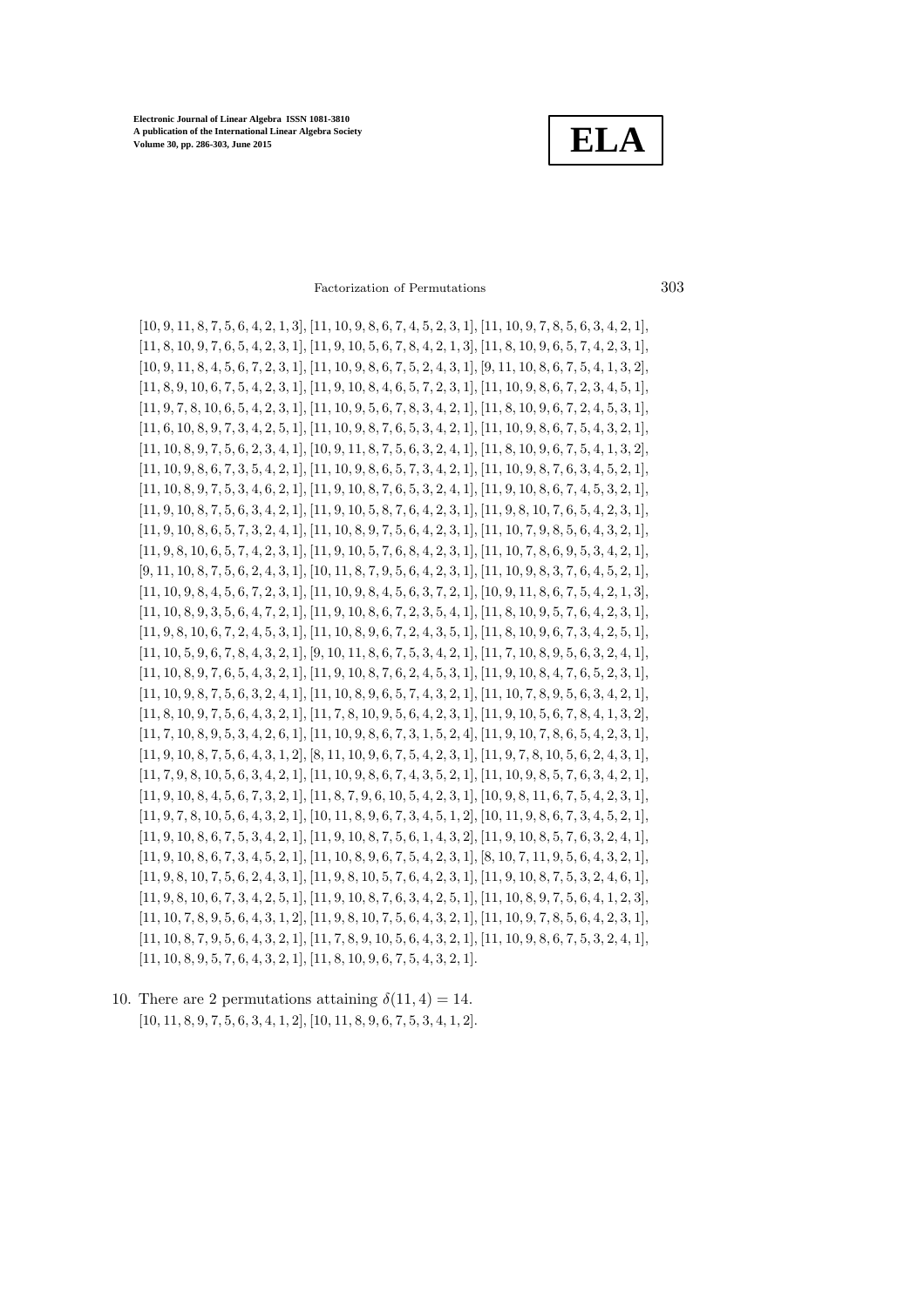[10, 9, 11, 8, 7, 5, 6, 4, 2, 1, 3], [11, 10, 9, 8, 6, 7, 4, 5, 2, 3, 1], [11, 10, 9, 7, 8, 5, 6, 3, 4, 2, 1], [11, 8, 10, 9, 7, 6, 5, 4, 2, 3, 1], [11, 9, 10, 5, 6, 7, 8, 4, 2, 1, 3], [11, 8, 10, 9, 6, 5, 7, 4, 2, 3, 1], [10, 9, 11, 8, 4, 5, 6, 7, 2, 3, 1], [11, 10, 9, 8, 6, 7, 5, 2, 4, 3, 1], [9, 11, 10, 8, 6, 7, 5, 4, 1, 3, 2], [11, 8, 9, 10, 6, 7, 5, 4, 2, 3, 1], [11, 9, 10, 8, 4, 6, 5, 7, 2, 3, 1], [11, 10, 9, 8, 6, 7, 2, 3, 4, 5, 1], [11, 9, 7, 8, 10, 6, 5, 4, 2, 3, 1], [11, 10, 9, 5, 6, 7, 8, 3, 4, 2, 1], [11, 8, 10, 9, 6, 7, 2, 4, 5, 3, 1], [11, 6, 10, 8, 9, 7, 3, 4, 2, 5, 1], [11, 10, 9, 8, 7, 6, 5, 3, 4, 2, 1], [11, 10, 9, 8, 6, 7, 5, 4, 3, 2, 1], [11, 10, 8, 9, 7, 5, 6, 2, 3, 4, 1], [10, 9, 11, 8, 7, 5, 6, 3, 2, 4, 1], [11, 8, 10, 9, 6, 7, 5, 4, 1, 3, 2], [11, 10, 9, 8, 6, 7, 3, 5, 4, 2, 1], [11, 10, 9, 8, 6, 5, 7, 3, 4, 2, 1], [11, 10, 9, 8, 7, 6, 3, 4, 5, 2, 1], [11, 10, 8, 9, 7, 5, 3, 4, 6, 2, 1], [11, 9, 10, 8, 7, 6, 5, 3, 2, 4, 1], [11, 9, 10, 8, 6, 7, 4, 5, 3, 2, 1], [11, 9, 10, 8, 7, 5, 6, 3, 4, 2, 1], [11, 9, 10, 5, 8, 7, 6, 4, 2, 3, 1], [11, 9, 8, 10, 7, 6, 5, 4, 2, 3, 1], [11, 9, 10, 8, 6, 5, 7, 3, 2, 4, 1], [11, 10, 8, 9, 7, 5, 6, 4, 2, 3, 1], [11, 10, 7, 9, 8, 5, 6, 4, 3, 2, 1], [11, 9, 8, 10, 6, 5, 7, 4, 2, 3, 1], [11, 9, 10, 5, 7, 6, 8, 4, 2, 3, 1], [11, 10, 7, 8, 6, 9, 5, 3, 4, 2, 1], [9, 11, 10, 8, 7, 5, 6, 2, 4, 3, 1], [10, 11, 8, 7, 9, 5, 6, 4, 2, 3, 1], [11, 10, 9, 8, 3, 7, 6, 4, 5, 2, 1], [11, 10, 9, 8, 4, 5, 6, 7, 2, 3, 1], [11, 10, 9, 8, 4, 5, 6, 3, 7, 2, 1], [10, 9, 11, 8, 6, 7, 5, 4, 2, 1, 3], [11, 10, 8, 9, 3, 5, 6, 4, 7, 2, 1], [11, 9, 10, 8, 6, 7, 2, 3, 5, 4, 1], [11, 8, 10, 9, 5, 7, 6, 4, 2, 3, 1], [11, 9, 8, 10, 6, 7, 2, 4, 5, 3, 1], [11, 10, 8, 9, 6, 7, 2, 4, 3, 5, 1], [11, 8, 10, 9, 6, 7, 3, 4, 2, 5, 1], [11, 10, 5, 9, 6, 7, 8, 4, 3, 2, 1], [9, 10, 11, 8, 6, 7, 5, 3, 4, 2, 1], [11, 7, 10, 8, 9, 5, 6, 3, 2, 4, 1], [11, 10, 8, 9, 7, 6, 5, 4, 3, 2, 1], [11, 9, 10, 8, 7, 6, 2, 4, 5, 3, 1], [11, 9, 10, 8, 4, 7, 6, 5, 2, 3, 1], [11, 10, 9, 8, 7, 5, 6, 3, 2, 4, 1], [11, 10, 8, 9, 6, 5, 7, 4, 3, 2, 1], [11, 10, 7, 8, 9, 5, 6, 3, 4, 2, 1], [11, 8, 10, 9, 7, 5, 6, 4, 3, 2, 1], [11, 7, 8, 10, 9, 5, 6, 4, 2, 3, 1], [11, 9, 10, 5, 6, 7, 8, 4, 1, 3, 2], [11, 7, 10, 8, 9, 5, 3, 4, 2, 6, 1], [11, 10, 9, 8, 6, 7, 3, 1, 5, 2, 4], [11, 9, 10, 7, 8, 6, 5, 4, 2, 3, 1], [11, 9, 10, 8, 7, 5, 6, 4, 3, 1, 2], [8, 11, 10, 9, 6, 7, 5, 4, 2, 3, 1], [11, 9, 7, 8, 10, 5, 6, 2, 4, 3, 1], [11, 7, 9, 8, 10, 5, 6, 3, 4, 2, 1], [11, 10, 9, 8, 6, 7, 4, 3, 5, 2, 1], [11, 10, 9, 8, 5, 7, 6, 3, 4, 2, 1], [11, 9, 10, 8, 4, 5, 6, 7, 3, 2, 1], [11, 8, 7, 9, 6, 10, 5, 4, 2, 3, 1], [10, 9, 8, 11, 6, 7, 5, 4, 2, 3, 1], [11, 9, 7, 8, 10, 5, 6, 4, 3, 2, 1], [10, 11, 8, 9, 6, 7, 3, 4, 5, 1, 2], [10, 11, 9, 8, 6, 7, 3, 4, 5, 2, 1], [11, 9, 10, 8, 6, 7, 5, 3, 4, 2, 1], [11, 9, 10, 8, 7, 5, 6, 1, 4, 3, 2], [11, 9, 10, 8, 5, 7, 6, 3, 2, 4, 1], [11, 9, 10, 8, 6, 7, 3, 4, 5, 2, 1], [11, 10, 8, 9, 6, 7, 5, 4, 2, 3, 1], [8, 10, 7, 11, 9, 5, 6, 4, 3, 2, 1], [11, 9, 8, 10, 7, 5, 6, 2, 4, 3, 1], [11, 9, 8, 10, 5, 7, 6, 4, 2, 3, 1], [11, 9, 10, 8, 7, 5, 3, 2, 4, 6, 1], [11, 9, 8, 10, 6, 7, 3, 4, 2, 5, 1], [11, 9, 10, 8, 7, 6, 3, 4, 2, 5, 1], [11, 10, 8, 9, 7, 5, 6, 4, 1, 2, 3], [11, 10, 7, 8, 9, 5, 6, 4, 3, 1, 2], [11, 9, 8, 10, 7, 5, 6, 4, 3, 2, 1], [11, 10, 9, 7, 8, 5, 6, 4, 2, 3, 1], [11, 10, 8, 7, 9, 5, 6, 4, 3, 2, 1], [11, 7, 8, 9, 10, 5, 6, 4, 3, 2, 1], [11, 10, 9, 8, 6, 7, 5, 3, 2, 4, 1], [11, 10, 8, 9, 5, 7, 6, 4, 3, 2, 1], [11, 8, 10, 9, 6, 7, 5, 4, 3, 2, 1].

10. There are 2 permutations attaining $\delta(11, 4) = 14$.
[10, 11, 8, 9, 7, 5, 6, 3, 4, 1, 2], [10, 11, 8, 9, 6, 7, 5, 3, 4, 1, 2].